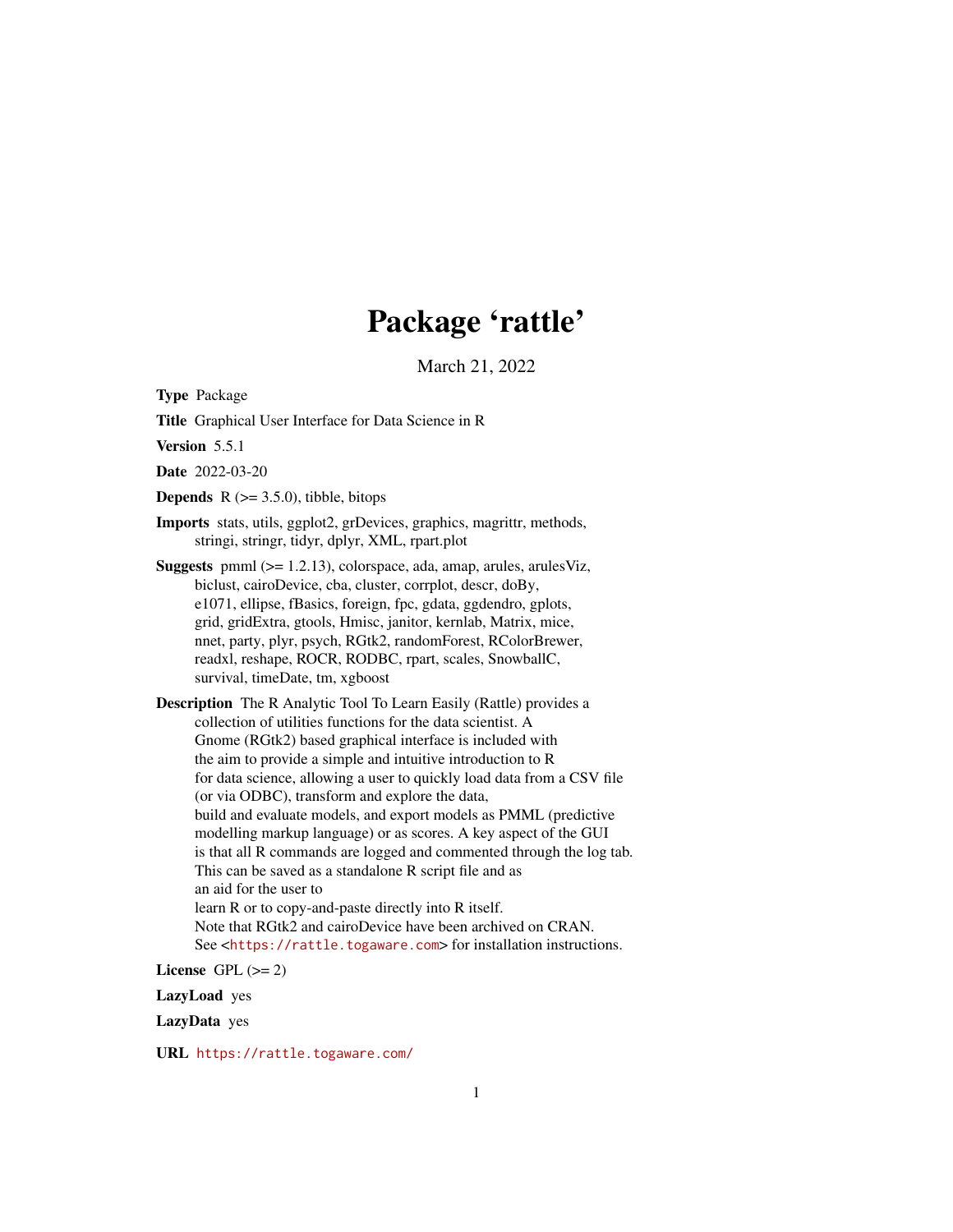# Package 'rattle'

March 21, 2022

**Type** Package

**Title** Graphical User Interface for Data Science in R

**Version** 5.5.1

**Date** 2022-03-20

**Depends** R (>= 3.5.0), tibble, bitops

**Imports** stats, utils, ggplot2, grDevices, graphics, magrittr, methods, stringi, stringr, tidyr, dplyr, XML, rpart.plot

**Suggests** pmml (>= 1.2.13), colorspace, ada, amap, arules, arulesViz, biclust, cairoDevice, cba, cluster, corrplot, descr, doBy, e1071, ellipse, fBasics, foreign, fpc, gdata, ggdendro, gplots, grid, gridExtra, gtools, Hmisc, janitor, kernlab, Matrix, mice, nnet, party, plyr, psych, RGtk2, randomForest, RColorBrewer, readxl, reshape, ROCR, RODBC, rpart, scales, SnowballC, survival, timeDate, tm, xgboost

**Description** The R Analytic Tool To Learn Easily (Rattle) provides a collection of utilities functions for the data scientist. A Gnome (RGtk2) based graphical interface is included with the aim to provide a simple and intuitive introduction to R for data science, allowing a user to quickly load data from a CSV file (or via ODBC), transform and explore the data, build and evaluate models, and export models as PMML (predictive modelling markup language) or as scores. A key aspect of the GUI is that all R commands are logged and commented through the log tab. This can be saved as a standalone R script file and as an aid for the user to learn R or to copy-and-paste directly into R itself. Note that RGtk2 and cairoDevice have been archived on CRAN. See <https://rattle.togaware.com> for installation instructions.

**License** GPL (>= 2)

**LazyLoad** yes

**LazyData** yes

**URL** https://rattle.togaware.com/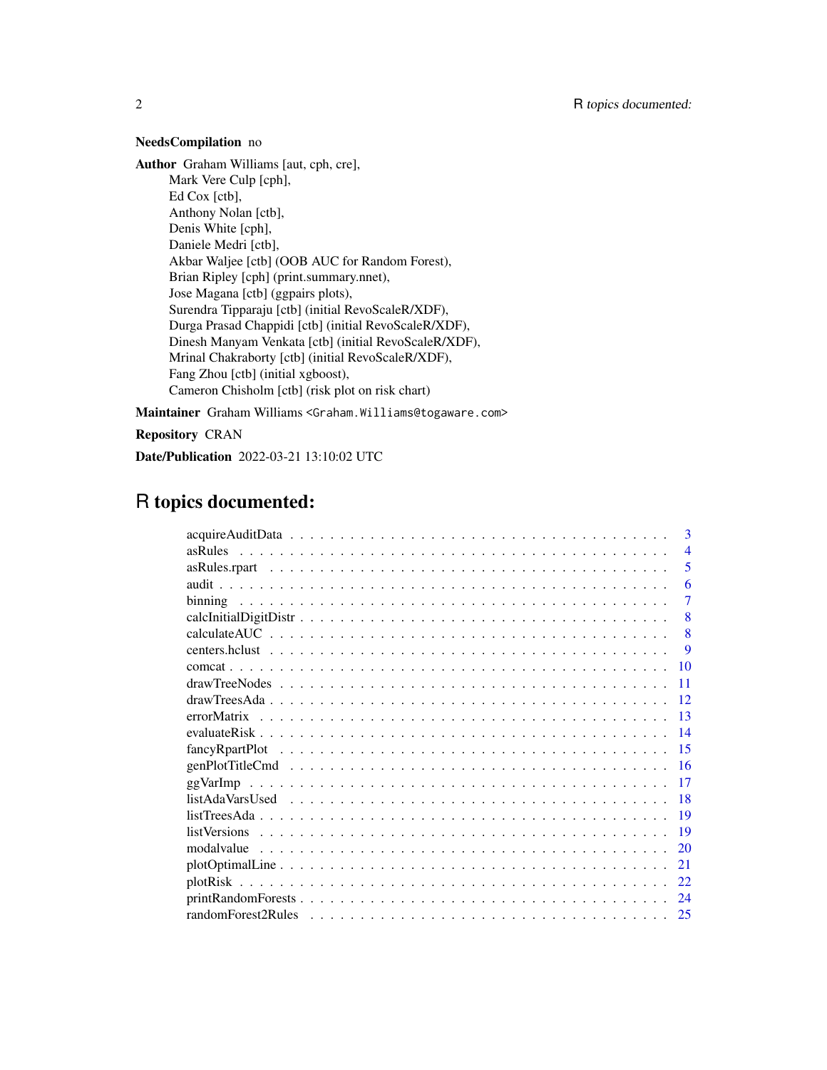**NeedsCompilation** no

**Author** Graham Williams [aut, cph, cre],
Mark Vere Culp [cph],
Ed Cox [ctb],
Anthony Nolan [ctb],
Denis White [cph],
Daniele Medri [ctb],
Akbar Waljee [ctb] (OOB AUC for Random Forest),
Brian Ripley [cph] (print.summary.nnet),
Jose Magana [ctb] (ggpairs plots),
Surendra Tipparaju [ctb] (initial RevoScaleR/XDF),
Durga Prasad Chappidi [ctb] (initial RevoScaleR/XDF),
Dinesh Manyam Venkata [ctb] (initial RevoScaleR/XDF),
Mrinal Chakraborty [ctb] (initial RevoScaleR/XDF),
Fang Zhou [ctb] (initial xgboost),
Cameron Chisholm [ctb] (risk plot on risk chart)

**Maintainer** Graham Williams <Graham.Williams@togaware.com>

**Repository** CRAN

**Date/Publication** 2022-03-21 13:10:02 UTC

# R topics documented:

| | |
|---|---|
| acquireAuditData | 3 |
| asRules | 4 |
| asRules.rpart | 5 |
| audit | 6 |
| binning | 7 |
| calcInitialDigitDistr | 8 |
| calculateAUC | 8 |
| centers.hclust | 9 |
| comcat | 10 |
| drawTreeNodes | 11 |
| drawTreesAda | 12 |
| errorMatrix | 13 |
| evaluateRisk | 14 |
| fancyRpartPlot | 15 |
| genPlotTitleCmd | 16 |
| ggVarImp | 17 |
| listAdaVarsUsed | 18 |
| listTreesAda | 19 |
| listVersions | 19 |
| modalvalue | 20 |
| plotOptimalLine | 21 |
| plotRisk | 22 |
| printRandomForests | 24 |
| randomForest2Rules | 25 |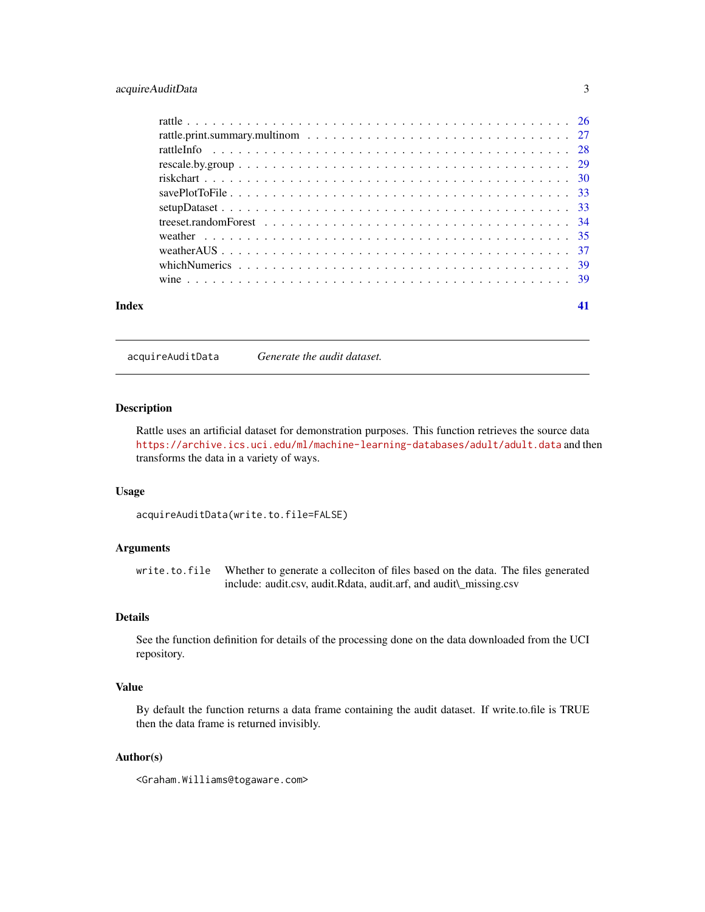| | |
|---|---|
| rattle | 26 |
| rattle.print.summary.multinom | 27 |
| rattleInfo | 28 |
| rescale.by.group | 29 |
| riskchart | 30 |
| savePlotToFile | 33 |
| setupDataset | 33 |
| treeset.randomForest | 34 |
| weather | 35 |
| weatherAUS | 37 |
| whichNumerics | 39 |
| wine | 39 |

**Index** **41**

---

## acquireAuditData *Generate the audit dataset.*

---

### Description

Rattle uses an artificial dataset for demonstration purposes. This function retrieves the source data https://archive.ics.uci.edu/ml/machine-learning-databases/adult/adult.data and then transforms the data in a variety of ways.

### Usage

```
acquireAuditData(write.to.file=FALSE)
```

### Arguments

| | |
|---|---|
| `write.to.file` | Whether to generate a colleciton of files based on the data. The files generated include: audit.csv, audit.Rdata, audit.arf, and audit\_missing.csv |

### Details

See the function definition for details of the processing done on the data downloaded from the UCI repository.

### Value

By default the function returns a data frame containing the audit dataset. If write.to.file is TRUE then the data frame is returned invisibly.

### Author(s)

<Graham.Williams@togaware.com>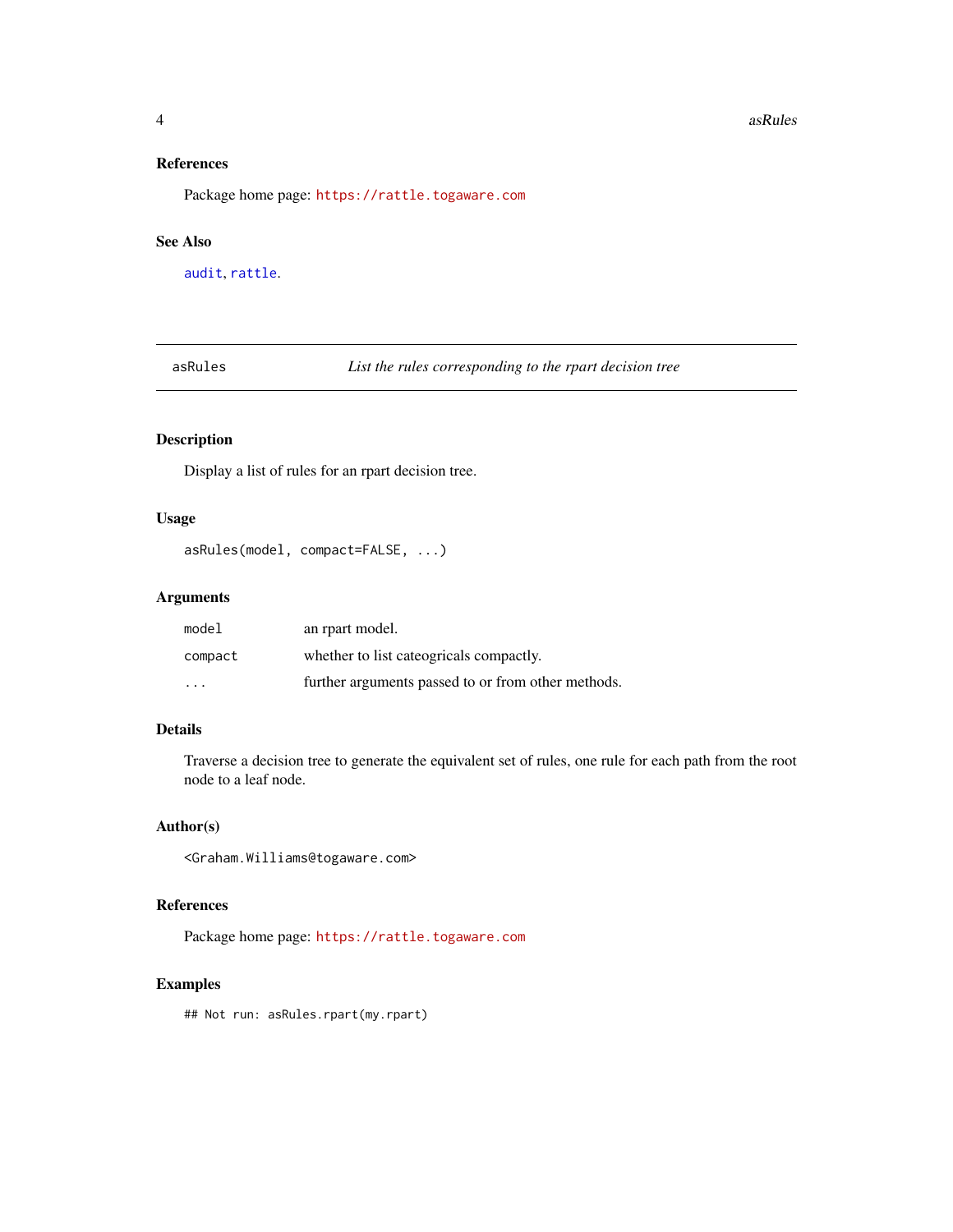## References

Package home page: https://rattle.togaware.com

## See Also

audit, rattle.

---

# asRules — *List the rules corresponding to the rpart decision tree*

## Description

Display a list of rules for an rpart decision tree.

## Usage

```
asRules(model, compact=FALSE, ...)
```

## Arguments

| | |
|---|---|
| `model` | an rpart model. |
| `compact` | whether to list cateogricals compactly. |
| `...` | further arguments passed to or from other methods. |

## Details

Traverse a decision tree to generate the equivalent set of rules, one rule for each path from the root node to a leaf node.

## Author(s)

<Graham.Williams@togaware.com>

## References

Package home page: https://rattle.togaware.com

## Examples

```
## Not run: asRules.rpart(my.rpart)
```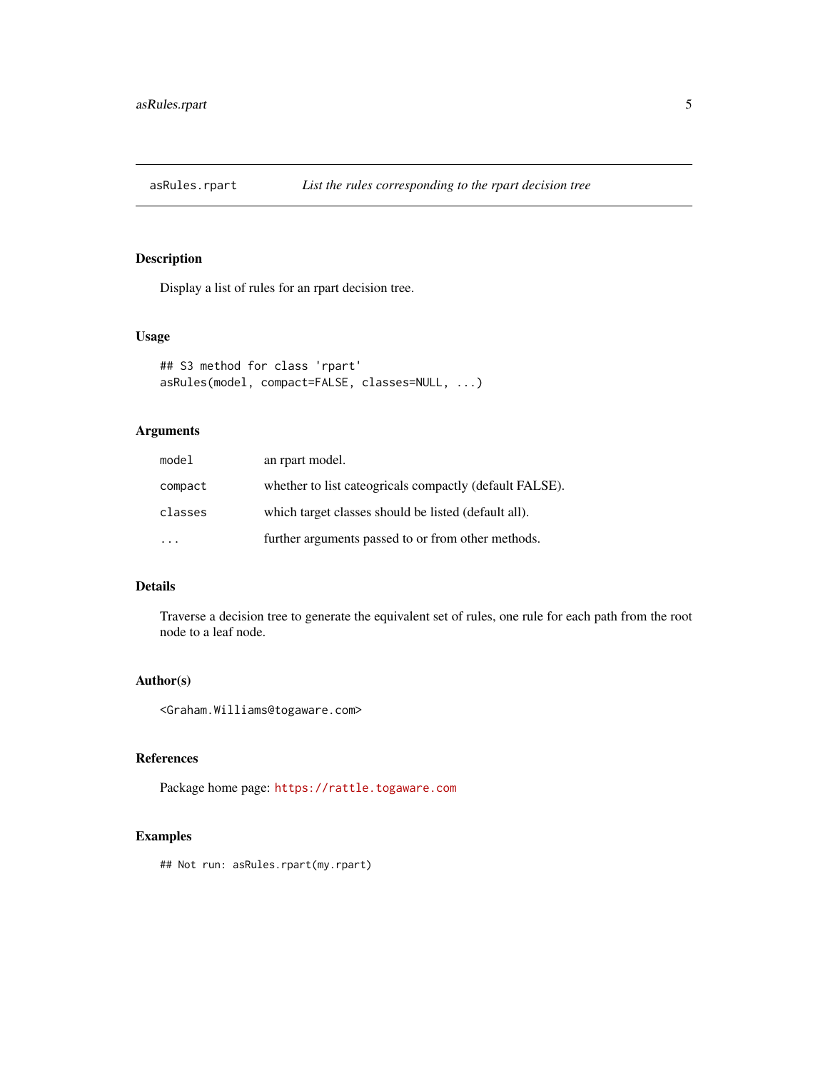# asRules.rpart — *List the rules corresponding to the rpart decision tree*

## Description

Display a list of rules for an rpart decision tree.

## Usage

```
## S3 method for class 'rpart'
asRules(model, compact=FALSE, classes=NULL, ...)
```

## Arguments

| | |
|---|---|
| `model` | an rpart model. |
| `compact` | whether to list cateogricals compactly (default FALSE). |
| `classes` | which target classes should be listed (default all). |
| `...` | further arguments passed to or from other methods. |

## Details

Traverse a decision tree to generate the equivalent set of rules, one rule for each path from the root node to a leaf node.

## Author(s)

`<Graham.Williams@togaware.com>`

## References

Package home page: `https://rattle.togaware.com`

## Examples

```
## Not run: asRules.rpart(my.rpart)
```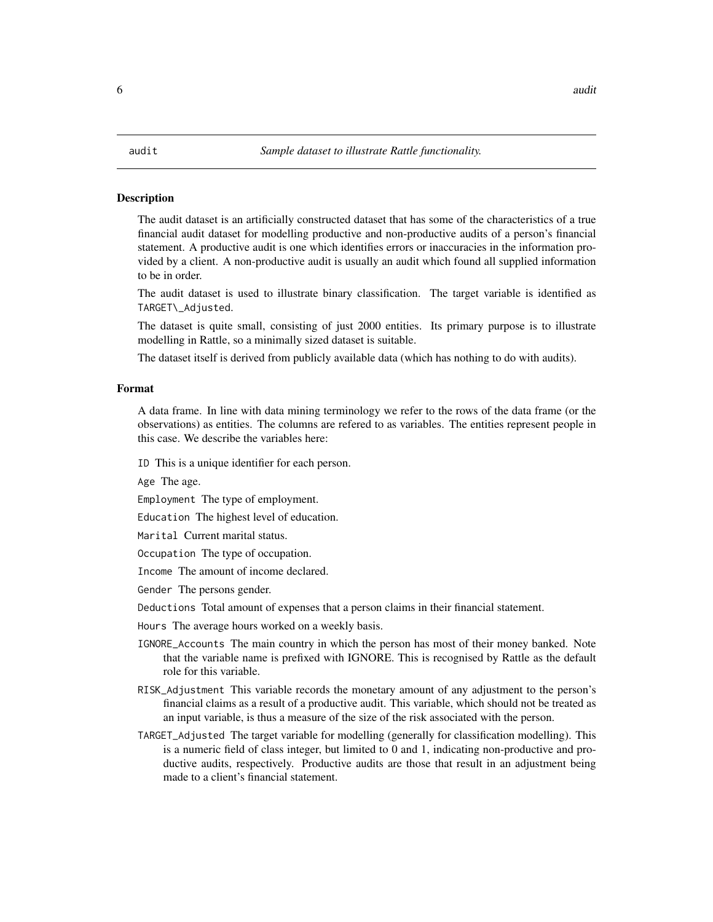## audit — *Sample dataset to illustrate Rattle functionality.*

### Description

The audit dataset is an artificially constructed dataset that has some of the characteristics of a true financial audit dataset for modelling productive and non-productive audits of a person's financial statement. A productive audit is one which identifies errors or inaccuracies in the information provided by a client. A non-productive audit is usually an audit which found all supplied information to be in order.

The audit dataset is used to illustrate binary classification. The target variable is identified as `TARGET\_Adjusted`.

The dataset is quite small, consisting of just 2000 entities. Its primary purpose is to illustrate modelling in Rattle, so a minimally sized dataset is suitable.

The dataset itself is derived from publicly available data (which has nothing to do with audits).

### Format

A data frame. In line with data mining terminology we refer to the rows of the data frame (or the observations) as entities. The columns are refered to as variables. The entities represent people in this case. We describe the variables here:

- `ID` This is a unique identifier for each person.
- `Age` The age.
- `Employment` The type of employment.
- `Education` The highest level of education.
- `Marital` Current marital status.
- `Occupation` The type of occupation.
- `Income` The amount of income declared.
- `Gender` The persons gender.
- `Deductions` Total amount of expenses that a person claims in their financial statement.
- `Hours` The average hours worked on a weekly basis.
- `IGNORE_Accounts` The main country in which the person has most of their money banked. Note that the variable name is prefixed with IGNORE. This is recognised by Rattle as the default role for this variable.
- `RISK_Adjustment` This variable records the monetary amount of any adjustment to the person's financial claims as a result of a productive audit. This variable, which should not be treated as an input variable, is thus a measure of the size of the risk associated with the person.
- `TARGET_Adjusted` The target variable for modelling (generally for classification modelling). This is a numeric field of class integer, but limited to 0 and 1, indicating non-productive and productive audits, respectively. Productive audits are those that result in an adjustment being made to a client's financial statement.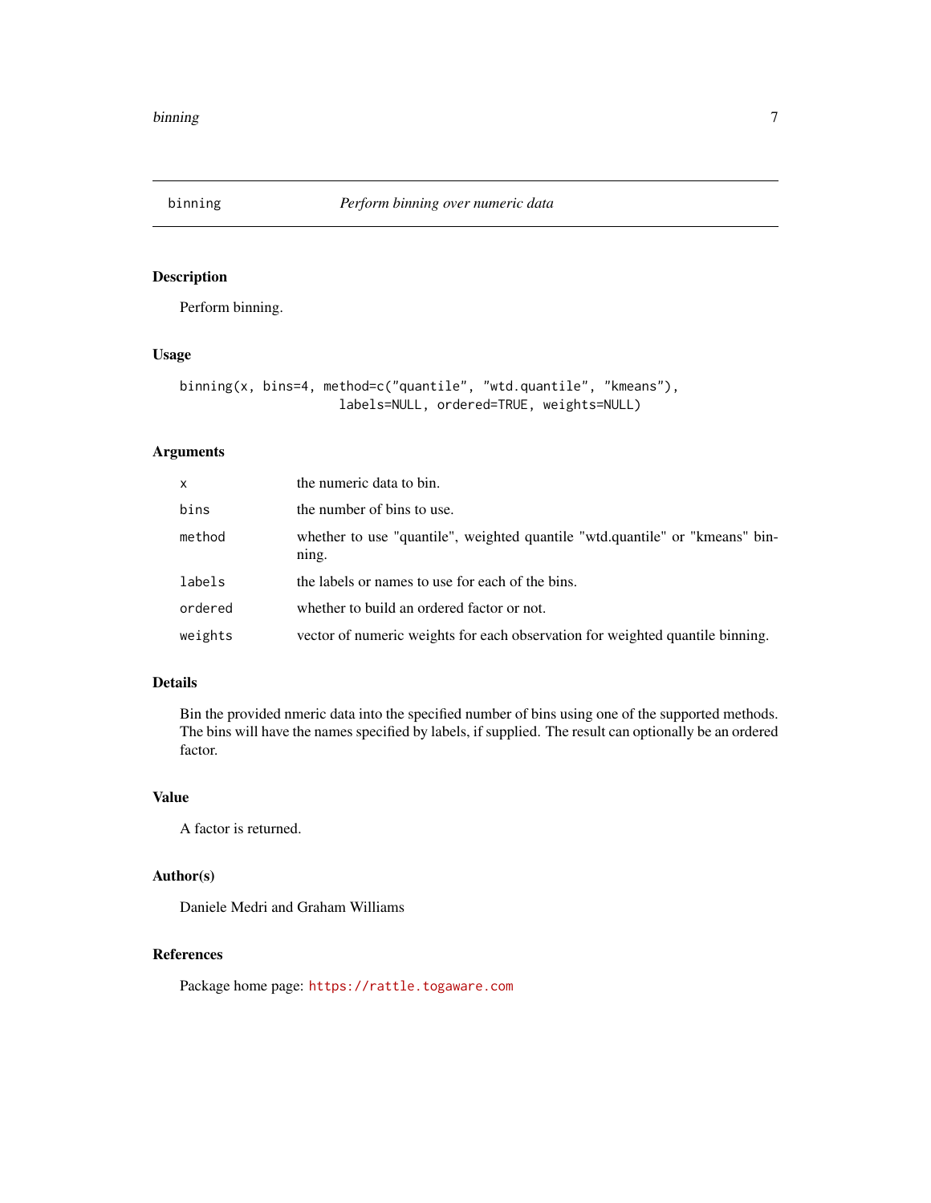## binning — *Perform binning over numeric data*

### Description

Perform binning.

### Usage

```
binning(x, bins=4, method=c("quantile", "wtd.quantile", "kmeans"),
                    labels=NULL, ordered=TRUE, weights=NULL)
```

### Arguments

| | |
|---|---|
| x | the numeric data to bin. |
| bins | the number of bins to use. |
| method | whether to use "quantile", weighted quantile "wtd.quantile" or "kmeans" binning. |
| labels | the labels or names to use for each of the bins. |
| ordered | whether to build an ordered factor or not. |
| weights | vector of numeric weights for each observation for weighted quantile binning. |

### Details

Bin the provided nmeric data into the specified number of bins using one of the supported methods. The bins will have the names specified by labels, if supplied. The result can optionally be an ordered factor.

### Value

A factor is returned.

### Author(s)

Daniele Medri and Graham Williams

### References

Package home page: https://rattle.togaware.com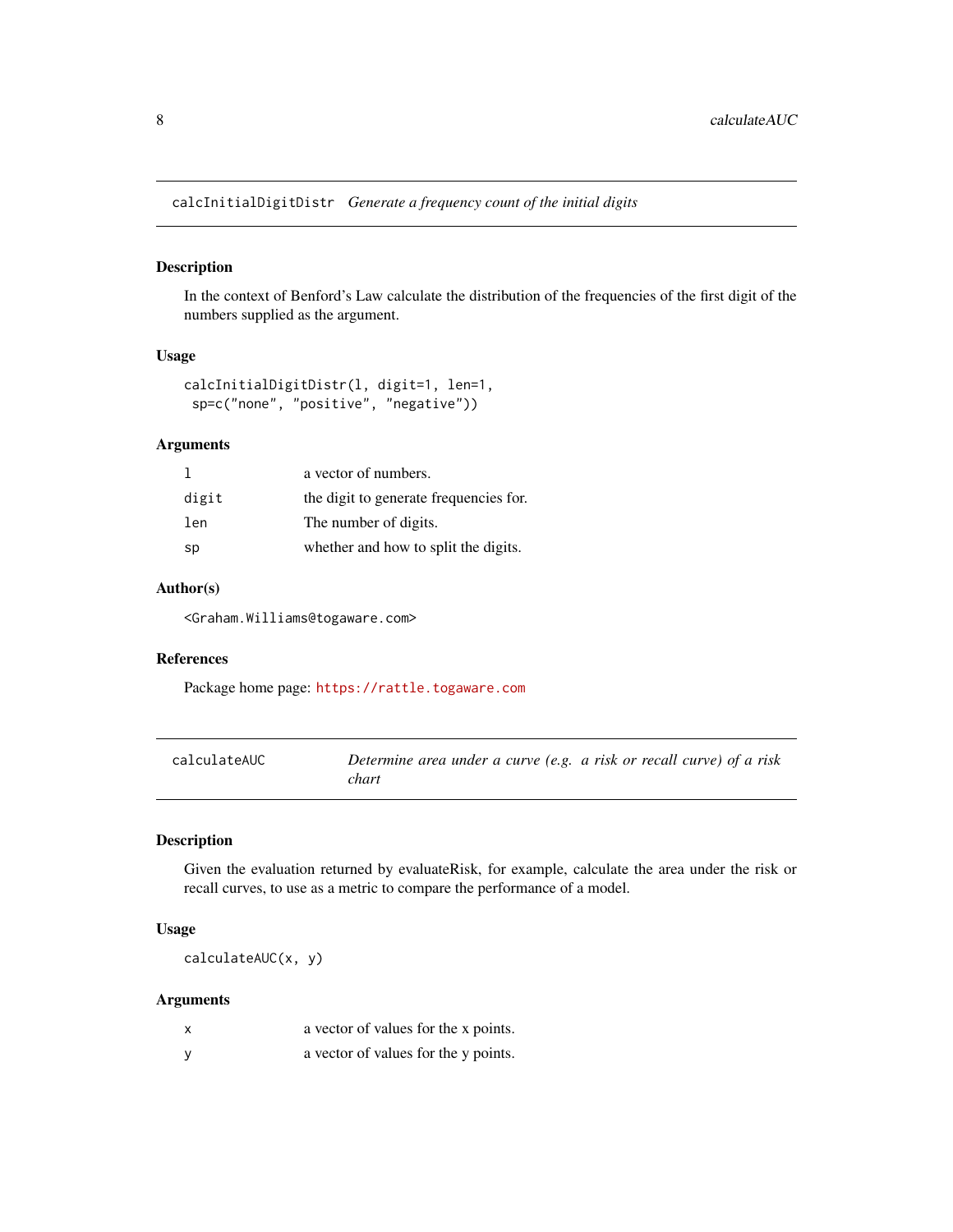## calcInitialDigitDistr — *Generate a frequency count of the initial digits*

### Description

In the context of Benford's Law calculate the distribution of the frequencies of the first digit of the numbers supplied as the argument.

### Usage

```
calcInitialDigitDistr(l, digit=1, len=1,
 sp=c("none", "positive", "negative"))
```

### Arguments

| | |
|---|---|
| `l` | a vector of numbers. |
| `digit` | the digit to generate frequencies for. |
| `len` | The number of digits. |
| `sp` | whether and how to split the digits. |

### Author(s)

<Graham.Williams@togaware.com>

### References

Package home page: https://rattle.togaware.com

## calculateAUC — *Determine area under a curve (e.g. a risk or recall curve) of a risk chart*

### Description

Given the evaluation returned by evaluateRisk, for example, calculate the area under the risk or recall curves, to use as a metric to compare the performance of a model.

### Usage

```
calculateAUC(x, y)
```

### Arguments

| | |
|---|---|
| `x` | a vector of values for the x points. |
| `y` | a vector of values for the y points. |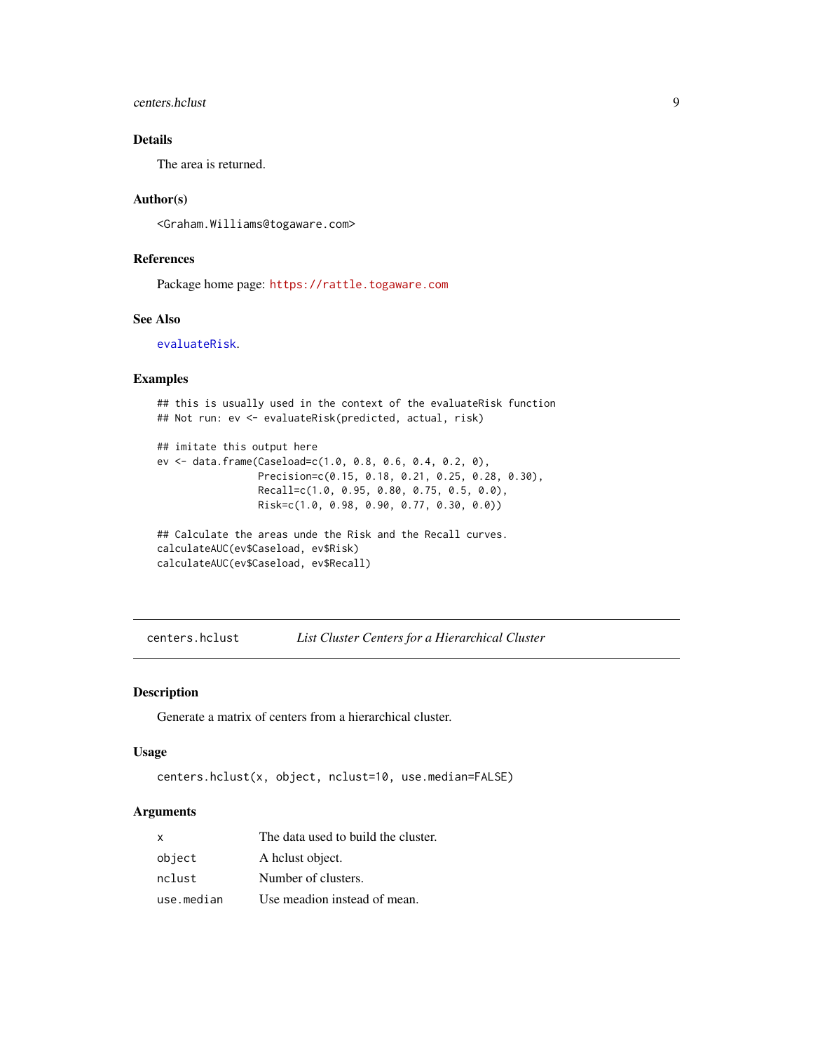### Details

The area is returned.

### Author(s)

<Graham.Williams@togaware.com>

### References

Package home page: https://rattle.togaware.com

### See Also

evaluateRisk.

### Examples

```
## this is usually used in the context of the evaluateRisk function
## Not run: ev <- evaluateRisk(predicted, actual, risk)

## imitate this output here
ev <- data.frame(Caseload=c(1.0, 0.8, 0.6, 0.4, 0.2, 0),
                 Precision=c(0.15, 0.18, 0.21, 0.25, 0.28, 0.30),
                 Recall=c(1.0, 0.95, 0.80, 0.75, 0.5, 0.0),
                 Risk=c(1.0, 0.98, 0.90, 0.77, 0.30, 0.0))

## Calculate the areas unde the Risk and the Recall curves.
calculateAUC(ev$Caseload, ev$Risk)
calculateAUC(ev$Caseload, ev$Recall)
```

---

## centers.hclust — *List Cluster Centers for a Hierarchical Cluster*

---

### Description

Generate a matrix of centers from a hierarchical cluster.

### Usage

```
centers.hclust(x, object, nclust=10, use.median=FALSE)
```

### Arguments

| | |
|---|---|
| x | The data used to build the cluster. |
| object | A hclust object. |
| nclust | Number of clusters. |
| use.median | Use meadion instead of mean. |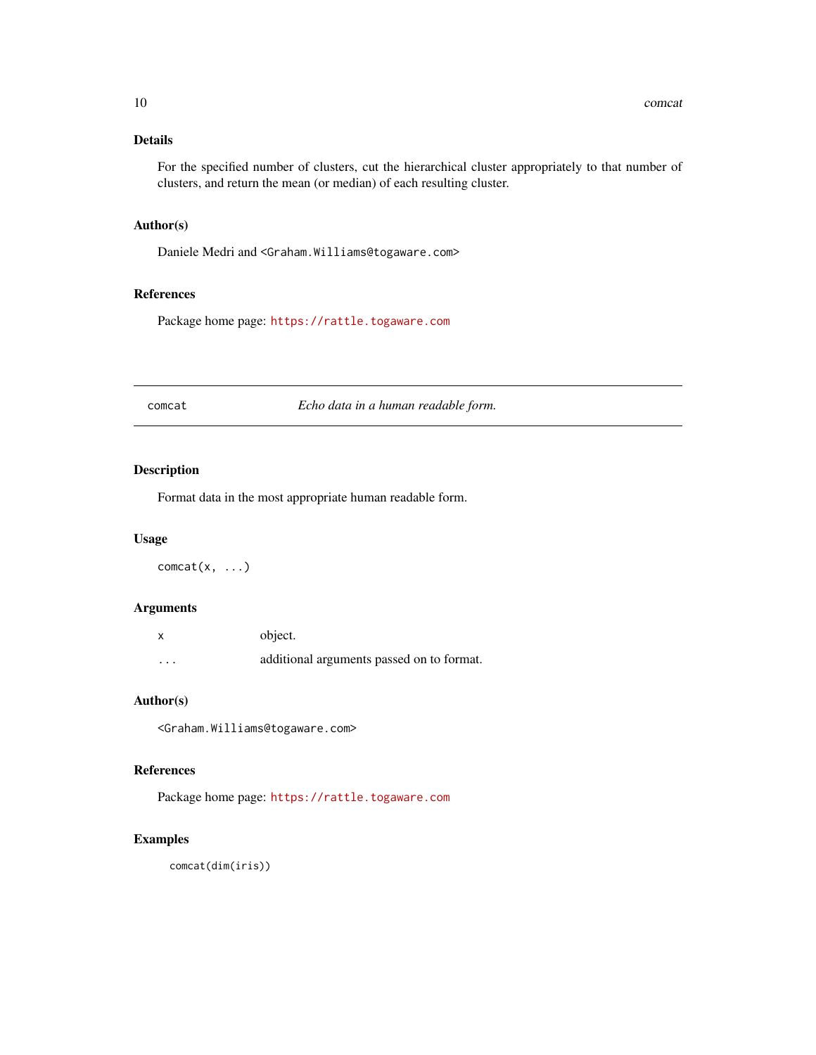## Details

For the specified number of clusters, cut the hierarchical cluster appropriately to that number of clusters, and return the mean (or median) of each resulting cluster.

## Author(s)

Daniele Medri and <Graham.Williams@togaware.com>

## References

Package home page: https://rattle.togaware.com

---

# comcat — *Echo data in a human readable form.*

---

## Description

Format data in the most appropriate human readable form.

## Usage

```
comcat(x, ...)
```

## Arguments

| | |
|---|---|
| x | object. |
| ... | additional arguments passed on to format. |

## Author(s)

<Graham.Williams@togaware.com>

## References

Package home page: https://rattle.togaware.com

## Examples

```
comcat(dim(iris))
```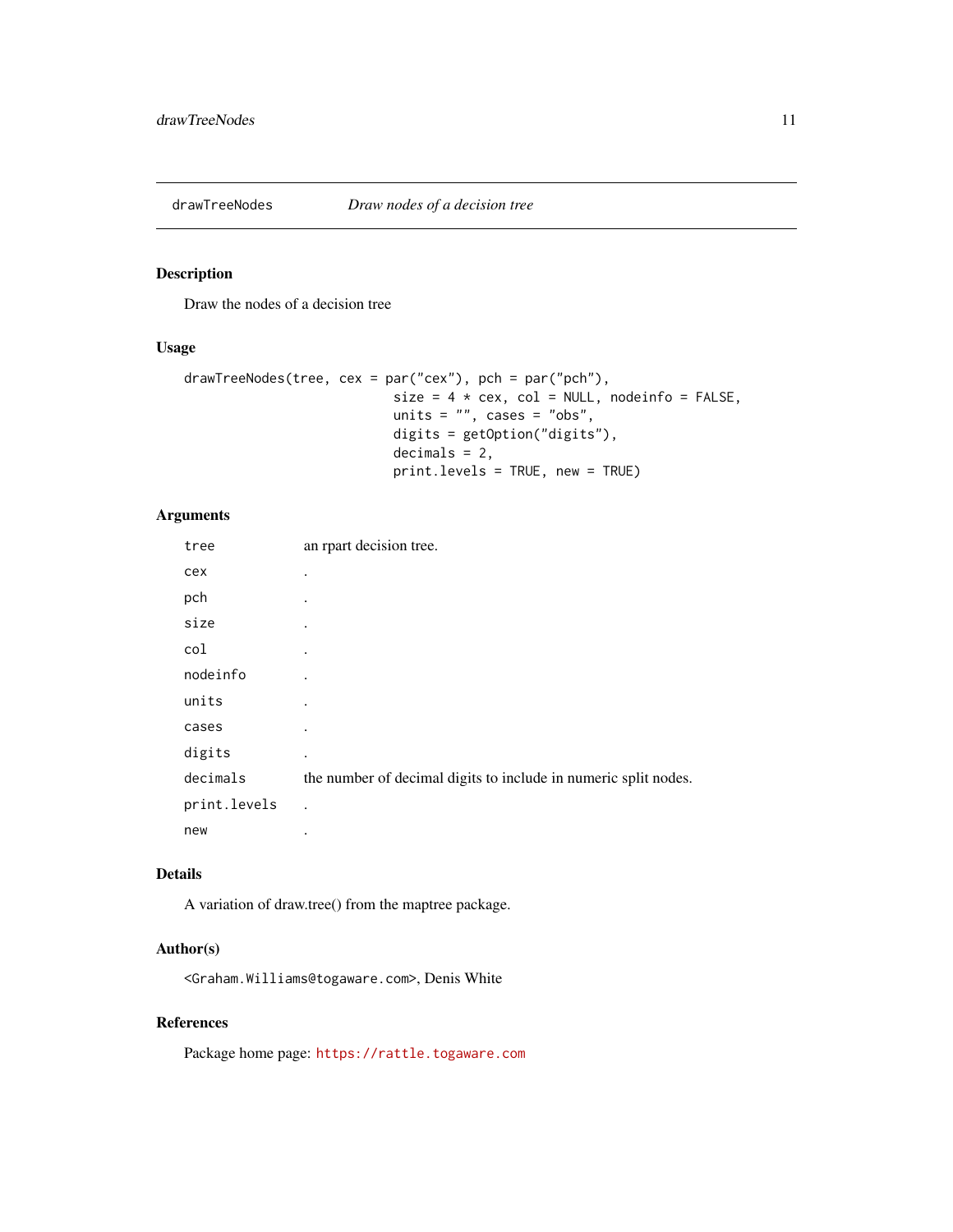## drawTreeNodes *Draw nodes of a decision tree*

### Description

Draw the nodes of a decision tree

### Usage

```
drawTreeNodes(tree, cex = par("cex"), pch = par("pch"),
                              size = 4 * cex, col = NULL, nodeinfo = FALSE,
                              units = "", cases = "obs",
                              digits = getOption("digits"),
                              decimals = 2,
                              print.levels = TRUE, new = TRUE)
```

### Arguments

| | |
|---|---|
| `tree` | an rpart decision tree. |
| `cex` | . |
| `pch` | . |
| `size` | . |
| `col` | . |
| `nodeinfo` | . |
| `units` | . |
| `cases` | . |
| `digits` | . |
| `decimals` | the number of decimal digits to include in numeric split nodes. |
| `print.levels` | . |
| `new` | . |

### Details

A variation of draw.tree() from the maptree package.

### Author(s)

<Graham.Williams@togaware.com>, Denis White

### References

Package home page: https://rattle.togaware.com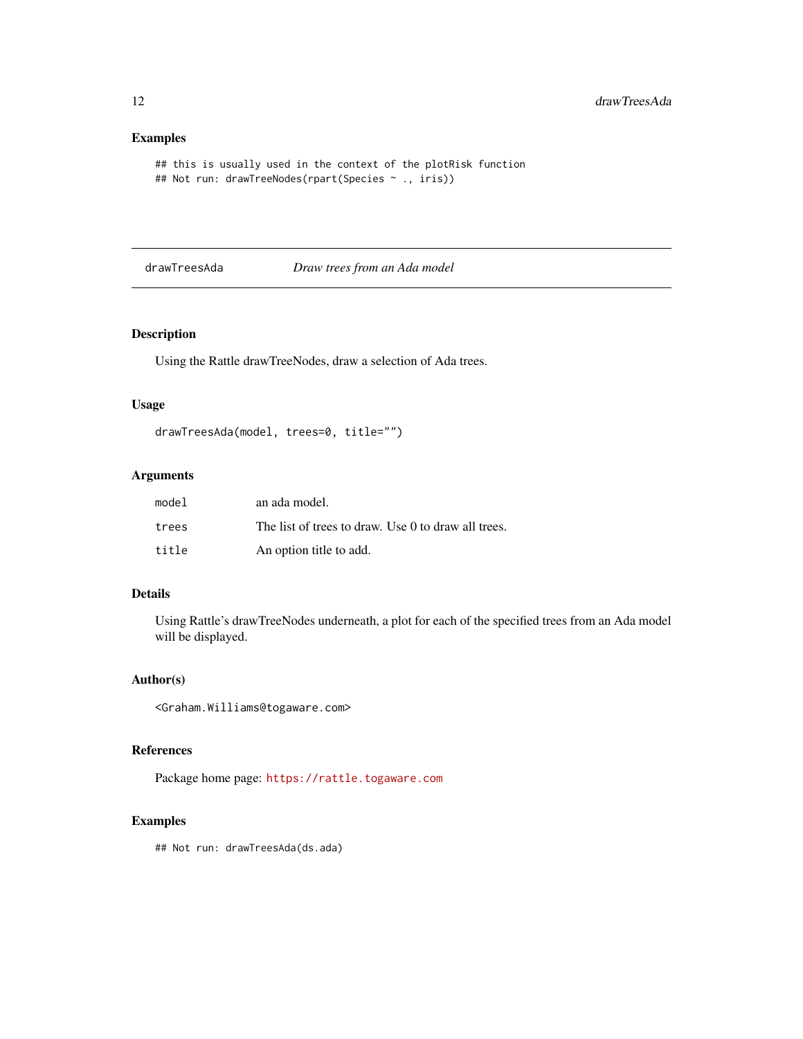## Examples

```
## this is usually used in the context of the plotRisk function
## Not run: drawTreeNodes(rpart(Species ~ ., iris))
```

---

# drawTreesAda *Draw trees from an Ada model*

---

## Description

Using the Rattle drawTreeNodes, draw a selection of Ada trees.

## Usage

```
drawTreesAda(model, trees=0, title="")
```

## Arguments

| | |
|---|---|
| `model` | an ada model. |
| `trees` | The list of trees to draw. Use 0 to draw all trees. |
| `title` | An option title to add. |

## Details

Using Rattle's drawTreeNodes underneath, a plot for each of the specified trees from an Ada model will be displayed.

## Author(s)

<Graham.Williams@togaware.com>

## References

Package home page: https://rattle.togaware.com

## Examples

```
## Not run: drawTreesAda(ds.ada)
```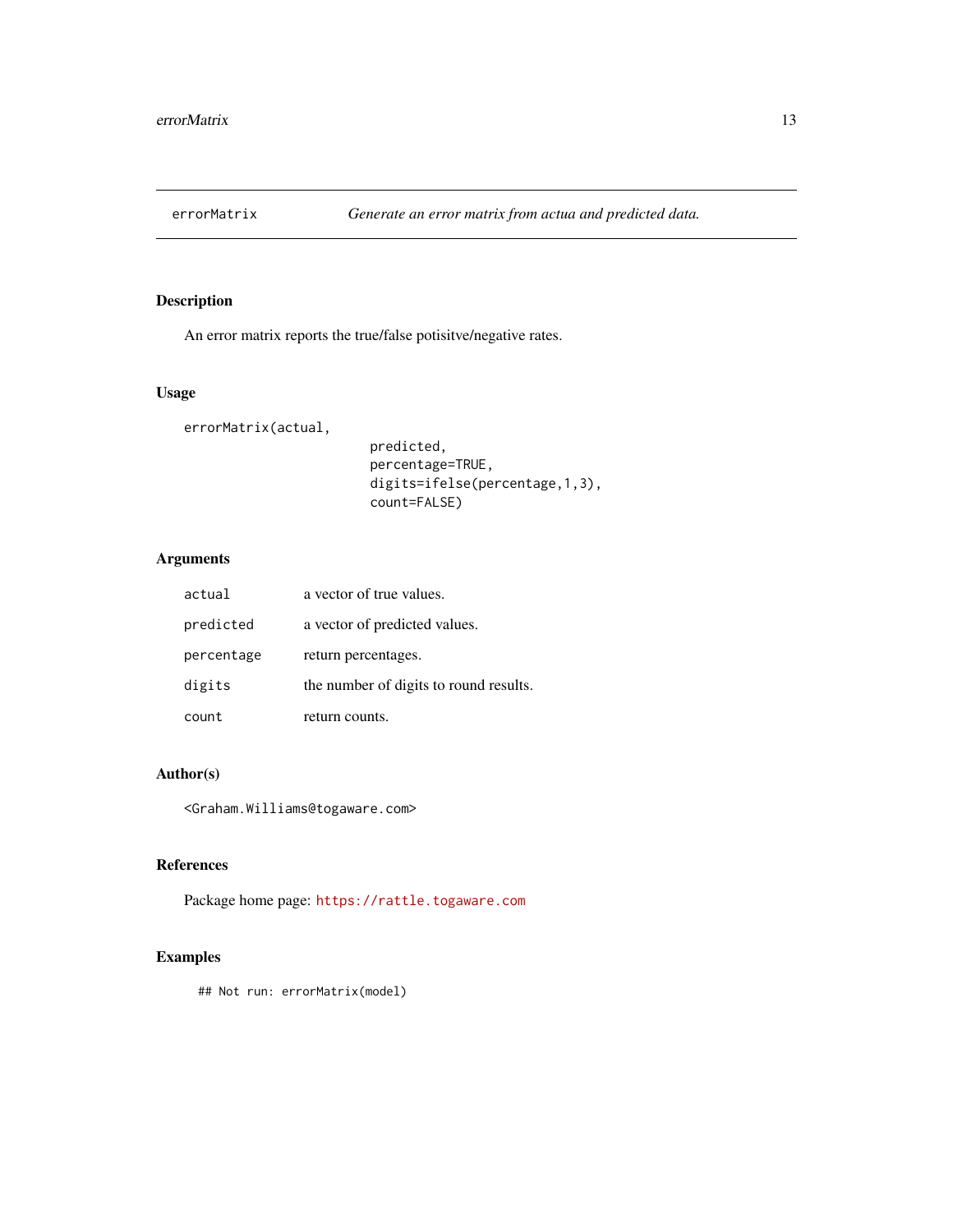errorMatrix — *Generate an error matrix from actua and predicted data.*

## Description

An error matrix reports the true/false potisitve/negative rates.

## Usage

```
errorMatrix(actual,
                          predicted,
                          percentage=TRUE,
                          digits=ifelse(percentage,1,3),
                          count=FALSE)
```

## Arguments

| | |
|---|---|
| `actual` | a vector of true values. |
| `predicted` | a vector of predicted values. |
| `percentage` | return percentages. |
| `digits` | the number of digits to round results. |
| `count` | return counts. |

## Author(s)

<Graham.Williams@togaware.com>

## References

Package home page: https://rattle.togaware.com

## Examples

```
## Not run: errorMatrix(model)
```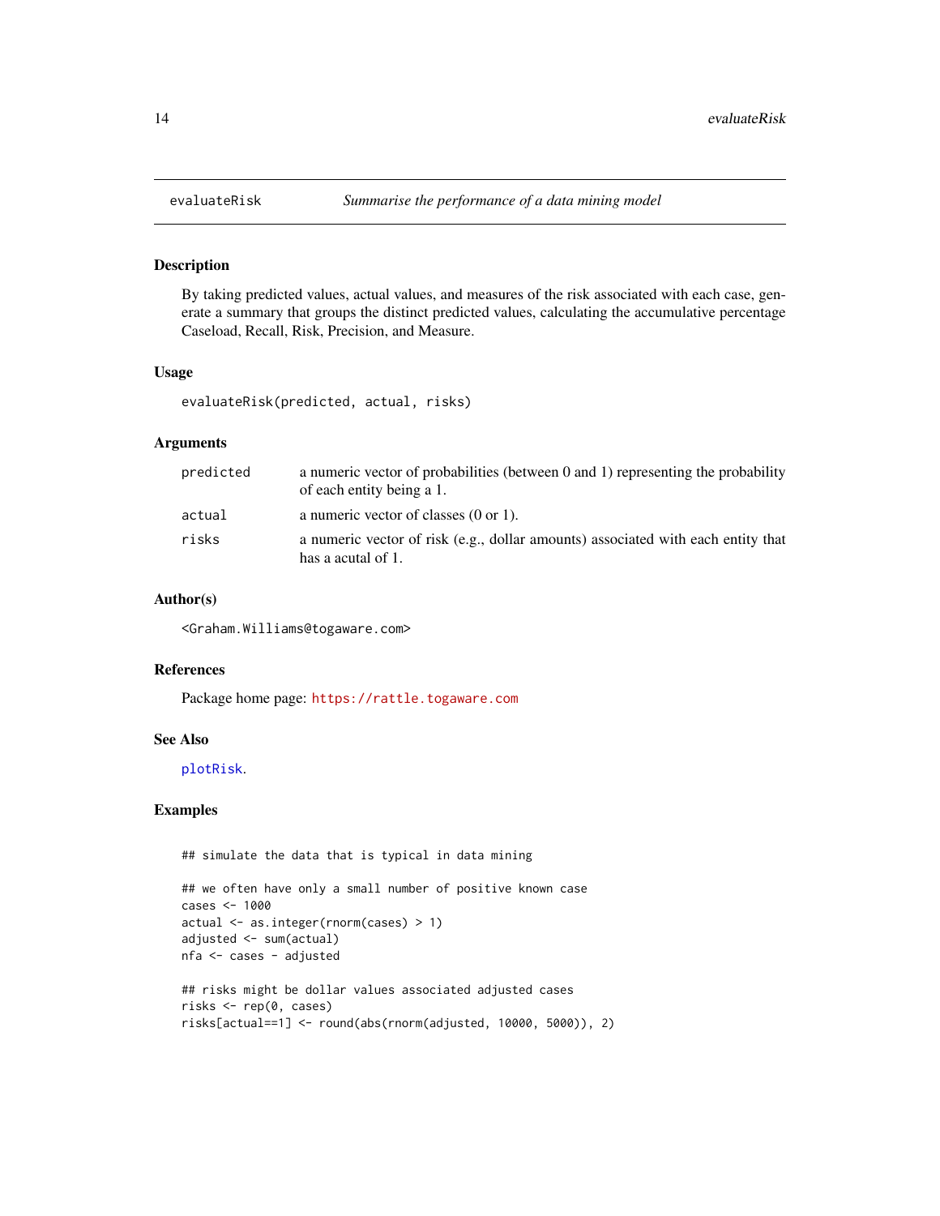## evaluateRisk — *Summarise the performance of a data mining model*

### Description

By taking predicted values, actual values, and measures of the risk associated with each case, generate a summary that groups the distinct predicted values, calculating the accumulative percentage Caseload, Recall, Risk, Precision, and Measure.

### Usage

```
evaluateRisk(predicted, actual, risks)
```

### Arguments

| | |
|---|---|
| `predicted` | a numeric vector of probabilities (between 0 and 1) representing the probability of each entity being a 1. |
| `actual` | a numeric vector of classes (0 or 1). |
| `risks` | a numeric vector of risk (e.g., dollar amounts) associated with each entity that has a acutal of 1. |

### Author(s)

<Graham.Williams@togaware.com>

### References

Package home page: https://rattle.togaware.com

### See Also

`plotRisk`.

### Examples

```
## simulate the data that is typical in data mining

## we often have only a small number of positive known case
cases <- 1000
actual <- as.integer(rnorm(cases) > 1)
adjusted <- sum(actual)
nfa <- cases - adjusted

## risks might be dollar values associated adjusted cases
risks <- rep(0, cases)
risks[actual==1] <- round(abs(rnorm(adjusted, 10000, 5000)), 2)
```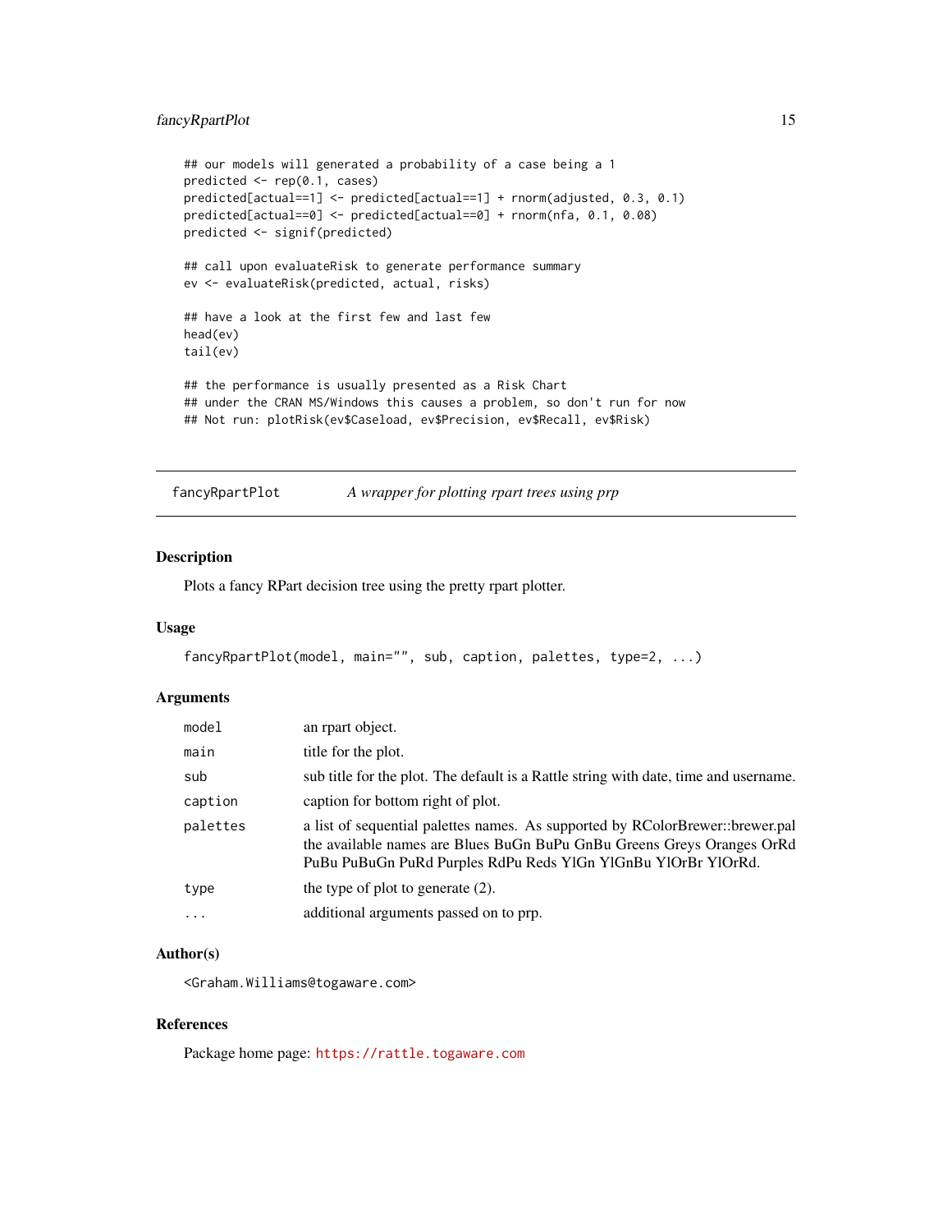```
## our models will generated a probability of a case being a 1
predicted <- rep(0.1, cases)
predicted[actual==1] <- predicted[actual==1] + rnorm(adjusted, 0.3, 0.1)
predicted[actual==0] <- predicted[actual==0] + rnorm(nfa, 0.1, 0.08)
predicted <- signif(predicted)

## call upon evaluateRisk to generate performance summary
ev <- evaluateRisk(predicted, actual, risks)

## have a look at the first few and last few
head(ev)
tail(ev)

## the performance is usually presented as a Risk Chart
## under the CRAN MS/Windows this causes a problem, so don't run for now
## Not run: plotRisk(ev$Caseload, ev$Precision, ev$Recall, ev$Risk)
```

---

`fancyRpartPlot` *A wrapper for plotting rpart trees using prp*

---

### Description

Plots a fancy RPart decision tree using the pretty rpart plotter.

### Usage

```
fancyRpartPlot(model, main="", sub, caption, palettes, type=2, ...)
```

### Arguments

| | |
|---|---|
| `model` | an rpart object. |
| `main` | title for the plot. |
| `sub` | sub title for the plot. The default is a Rattle string with date, time and username. |
| `caption` | caption for bottom right of plot. |
| `palettes` | a list of sequential palettes names. As supported by RColorBrewer::brewer.pal the available names are Blues BuGn BuPu GnBu Greens Greys Oranges OrRd PuBu PuBuGn PuRd Purples RdPu Reds YlGn YlGnBu YlOrBr YlOrRd. |
| `type` | the type of plot to generate (2). |
| `...` | additional arguments passed on to prp. |

### Author(s)

<Graham.Williams@togaware.com>

### References

Package home page: https://rattle.togaware.com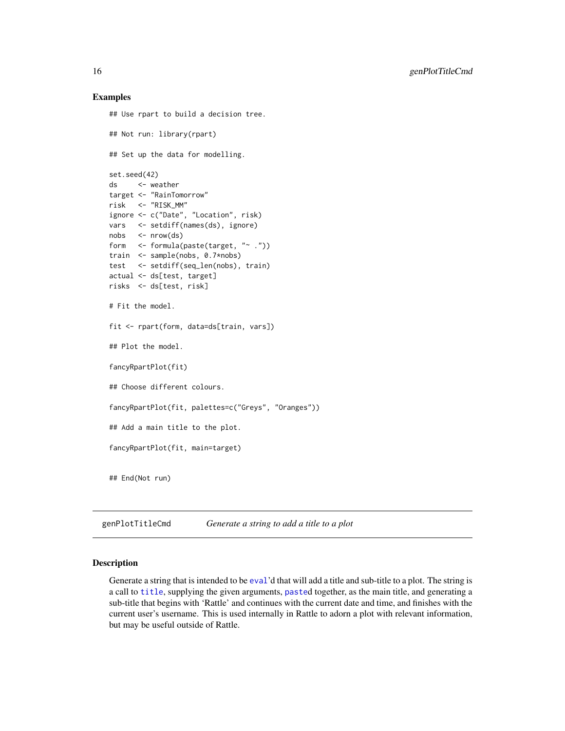### Examples

```
## Use rpart to build a decision tree.

## Not run: library(rpart)

## Set up the data for modelling.

set.seed(42)
ds     <- weather
target <- "RainTomorrow"
risk   <- "RISK_MM"
ignore <- c("Date", "Location", risk)
vars   <- setdiff(names(ds), ignore)
nobs   <- nrow(ds)
form   <- formula(paste(target, "~ ."))
train  <- sample(nobs, 0.7*nobs)
test   <- setdiff(seq_len(nobs), train)
actual <- ds[test, target]
risks  <- ds[test, risk]

# Fit the model.

fit <- rpart(form, data=ds[train, vars])

## Plot the model.

fancyRpartPlot(fit)

## Choose different colours.

fancyRpartPlot(fit, palettes=c("Greys", "Oranges"))

## Add a main title to the plot.

fancyRpartPlot(fit, main=target)


## End(Not run)
```

---

## genPlotTitleCmd    *Generate a string to add a title to a plot*

---

### Description

Generate a string that is intended to be `eval`'d that will add a title and sub-title to a plot. The string is a call to `title`, supplying the given arguments, `paste`d together, as the main title, and generating a sub-title that begins with 'Rattle' and continues with the current date and time, and finishes with the current user's username. This is used internally in Rattle to adorn a plot with relevant information, but may be useful outside of Rattle.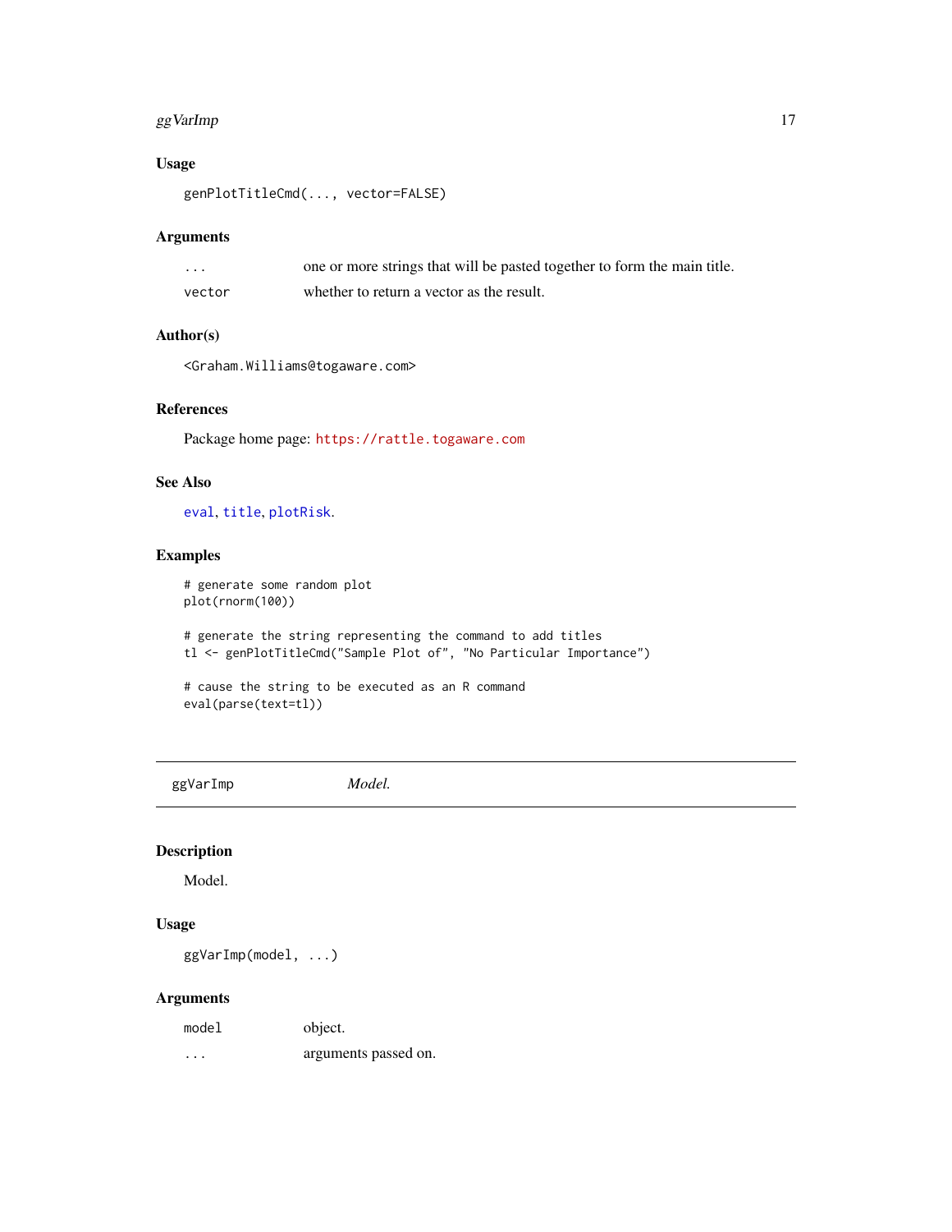## Usage

```
genPlotTitleCmd(..., vector=FALSE)
```

## Arguments

| | |
|---|---|
| ... | one or more strings that will be pasted together to form the main title. |
| vector | whether to return a vector as the result. |

## Author(s)

<Graham.Williams@togaware.com>

## References

Package home page: https://rattle.togaware.com

## See Also

eval, title, plotRisk.

## Examples

```
# generate some random plot
plot(rnorm(100))

# generate the string representing the command to add titles
tl <- genPlotTitleCmd("Sample Plot of", "No Particular Importance")

# cause the string to be executed as an R command
eval(parse(text=tl))
```

---

# ggVarImp *Model.*

---

## Description

Model.

## Usage

```
ggVarImp(model, ...)
```

## Arguments

| | |
|---|---|
| model | object. |
| ... | arguments passed on. |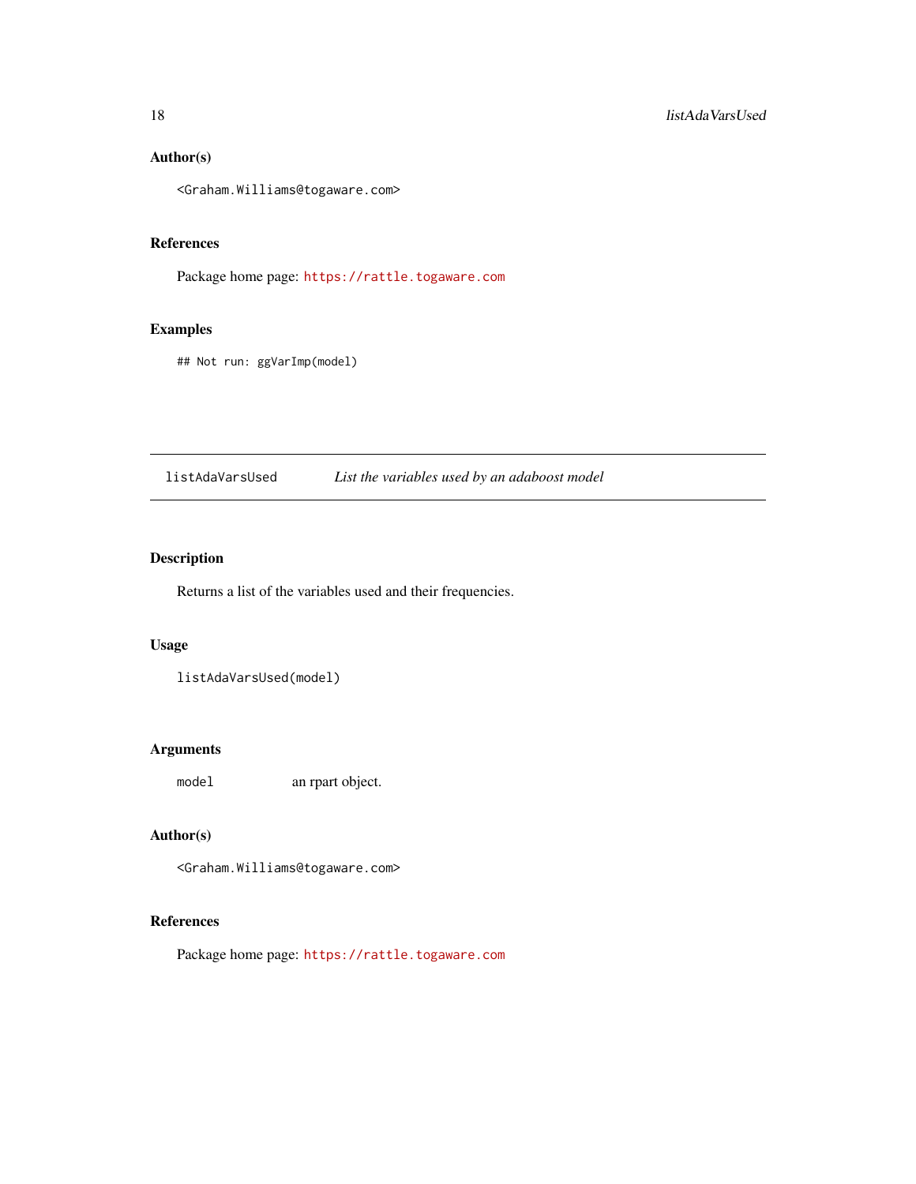### Author(s)

<Graham.Williams@togaware.com>

### References

Package home page: https://rattle.togaware.com

### Examples

```
## Not run: ggVarImp(model)
```

---

## listAdaVarsUsed — *List the variables used by an adaboost model*

---

### Description

Returns a list of the variables used and their frequencies.

### Usage

```
listAdaVarsUsed(model)
```

### Arguments

| | |
|---|---|
| `model` | an rpart object. |

### Author(s)

<Graham.Williams@togaware.com>

### References

Package home page: https://rattle.togaware.com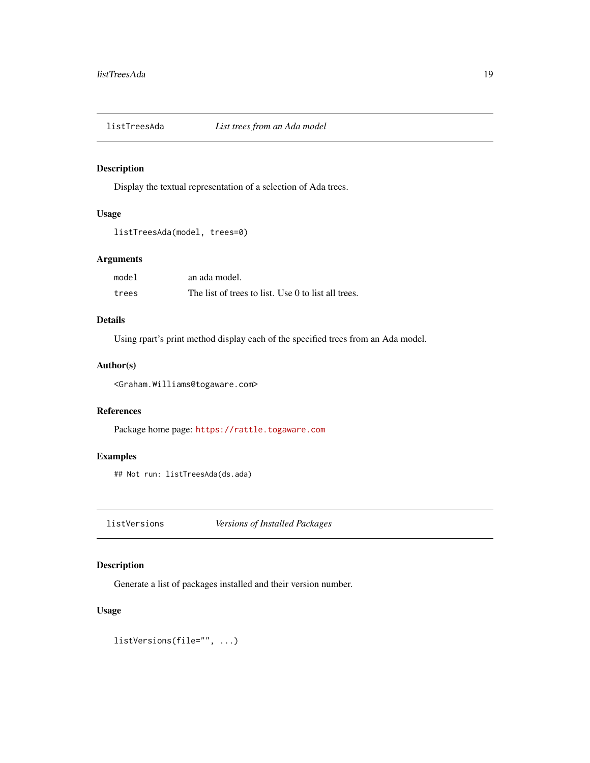## listTreesAda — *List trees from an Ada model*

### Description

Display the textual representation of a selection of Ada trees.

### Usage

```
listTreesAda(model, trees=0)
```

### Arguments

| | |
|---|---|
| `model` | an ada model. |
| `trees` | The list of trees to list. Use 0 to list all trees. |

### Details

Using rpart's print method display each of the specified trees from an Ada model.

### Author(s)

<Graham.Williams@togaware.com>

### References

Package home page: https://rattle.togaware.com

### Examples

```
## Not run: listTreesAda(ds.ada)
```

## listVersions — *Versions of Installed Packages*

### Description

Generate a list of packages installed and their version number.

### Usage

```
listVersions(file="", ...)
```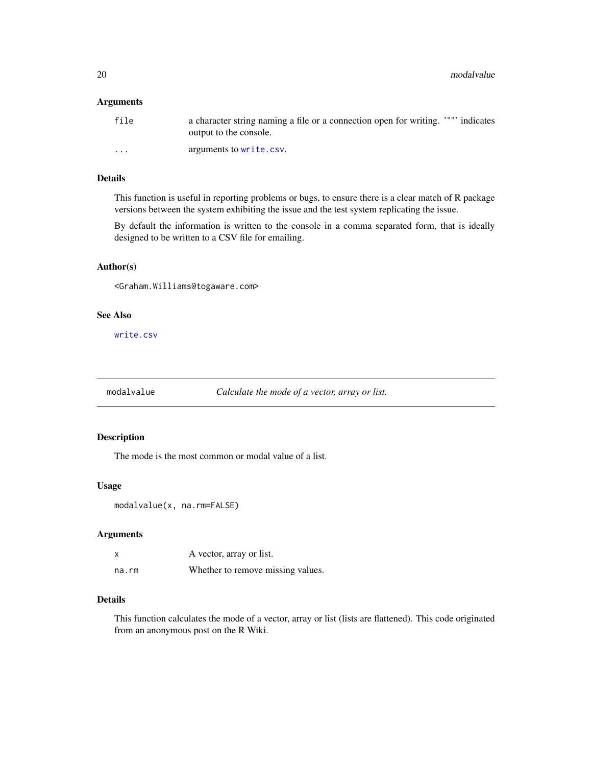### Arguments

| | |
|---|---|
| `file` | a character string naming a file or a connection open for writing. '""' indicates output to the console. |
| `...` | arguments to `write.csv`. |

### Details

This function is useful in reporting problems or bugs, to ensure there is a clear match of R package versions between the system exhibiting the issue and the test system replicating the issue.

By default the information is written to the console in a comma separated form, that is ideally designed to be written to a CSV file for emailing.

### Author(s)

<Graham.Williams@togaware.com>

### See Also

`write.csv`

---

## modalvalue — *Calculate the mode of a vector, array or list.*

---

### Description

The mode is the most common or modal value of a list.

### Usage

```
modalvalue(x, na.rm=FALSE)
```

### Arguments

| | |
|---|---|
| `x` | A vector, array or list. |
| `na.rm` | Whether to remove missing values. |

### Details

This function calculates the mode of a vector, array or list (lists are flattened). This code originated from an anonymous post on the R Wiki.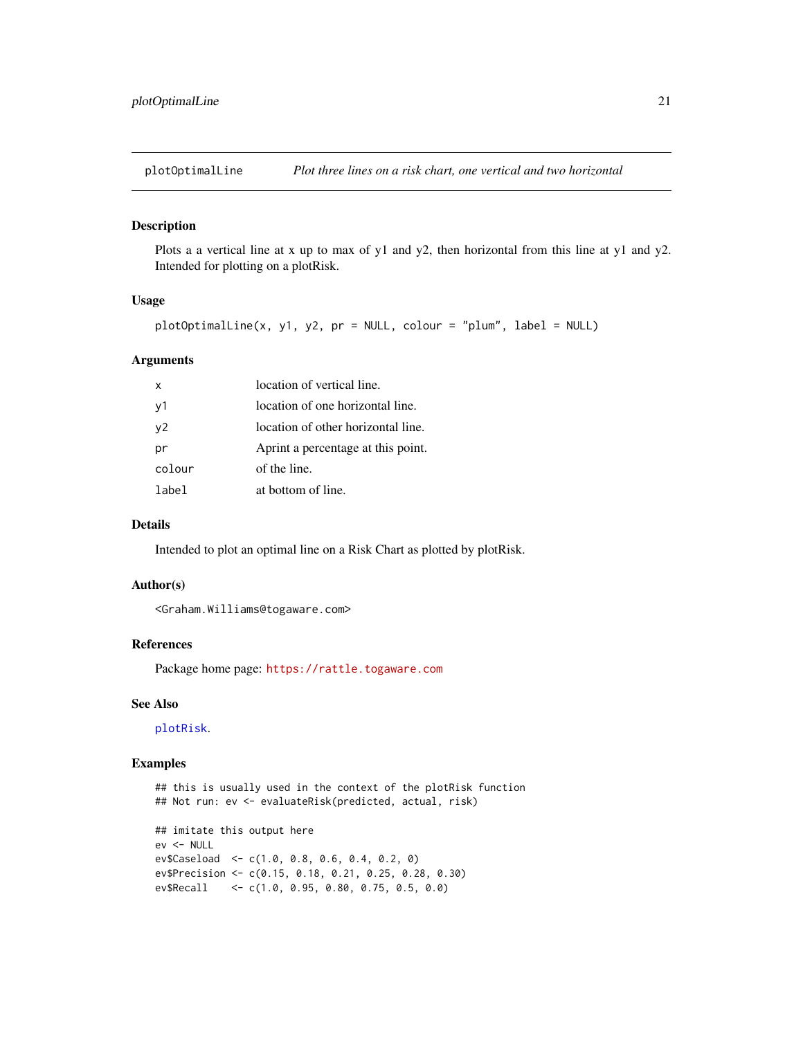plotOptimalLine *Plot three lines on a risk chart, one vertical and two horizontal*

## Description

Plots a a vertical line at x up to max of y1 and y2, then horizontal from this line at y1 and y2. Intended for plotting on a plotRisk.

## Usage

```
plotOptimalLine(x, y1, y2, pr = NULL, colour = "plum", label = NULL)
```

## Arguments

| | |
|---|---|
| x | location of vertical line. |
| y1 | location of one horizontal line. |
| y2 | location of other horizontal line. |
| pr | Aprint a percentage at this point. |
| colour | of the line. |
| label | at bottom of line. |

## Details

Intended to plot an optimal line on a Risk Chart as plotted by plotRisk.

## Author(s)

<Graham.Williams@togaware.com>

## References

Package home page: https://rattle.togaware.com

## See Also

plotRisk.

## Examples

```
## this is usually used in the context of the plotRisk function
## Not run: ev <- evaluateRisk(predicted, actual, risk)

## imitate this output here
ev <- NULL
ev$Caseload  <- c(1.0, 0.8, 0.6, 0.4, 0.2, 0)
ev$Precision <- c(0.15, 0.18, 0.21, 0.25, 0.28, 0.30)
ev$Recall    <- c(1.0, 0.95, 0.80, 0.75, 0.5, 0.0)
```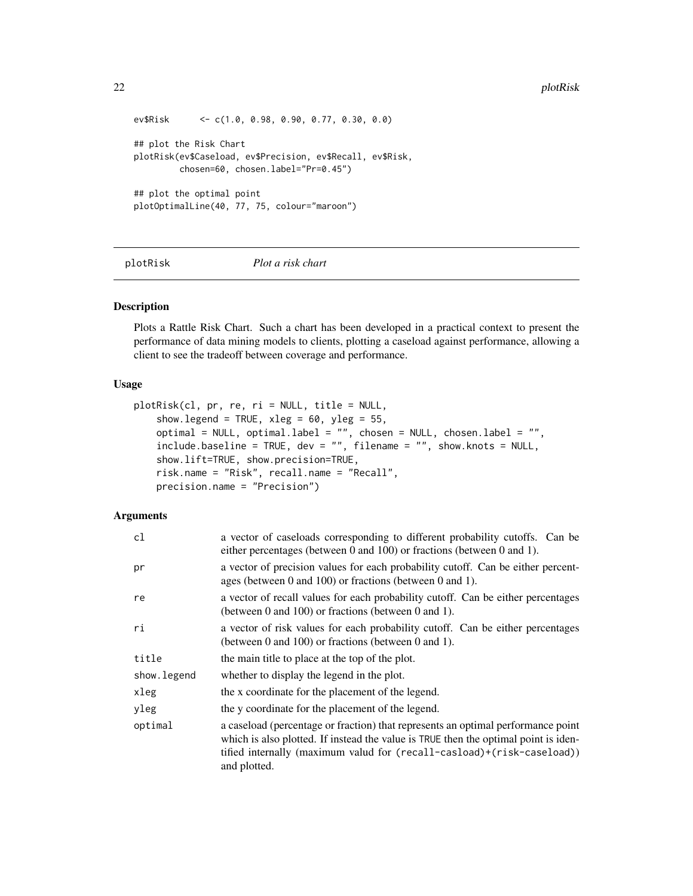```
ev$Risk      <- c(1.0, 0.98, 0.90, 0.77, 0.30, 0.0)

## plot the Risk Chart
plotRisk(ev$Caseload, ev$Precision, ev$Recall, ev$Risk,
         chosen=60, chosen.label="Pr=0.45")

## plot the optimal point
plotOptimalLine(40, 77, 75, colour="maroon")
```

## plotRisk *Plot a risk chart*

### Description

Plots a Rattle Risk Chart. Such a chart has been developed in a practical context to present the performance of data mining models to clients, plotting a caseload against performance, allowing a client to see the tradeoff between coverage and performance.

### Usage

```
plotRisk(cl, pr, re, ri = NULL, title = NULL,
    show.legend = TRUE, xleg = 60, yleg = 55,
    optimal = NULL, optimal.label = "", chosen = NULL, chosen.label = "",
    include.baseline = TRUE, dev = "", filename = "", show.knots = NULL,
    show.lift=TRUE, show.precision=TRUE,
    risk.name = "Risk", recall.name = "Recall",
    precision.name = "Precision")
```

### Arguments

| | |
|---|---|
| cl | a vector of caseloads corresponding to different probability cutoffs. Can be either percentages (between 0 and 100) or fractions (between 0 and 1). |
| pr | a vector of precision values for each probability cutoff. Can be either percentages (between 0 and 100) or fractions (between 0 and 1). |
| re | a vector of recall values for each probability cutoff. Can be either percentages (between 0 and 100) or fractions (between 0 and 1). |
| ri | a vector of risk values for each probability cutoff. Can be either percentages (between 0 and 100) or fractions (between 0 and 1). |
| title | the main title to place at the top of the plot. |
| show.legend | whether to display the legend in the plot. |
| xleg | the x coordinate for the placement of the legend. |
| yleg | the y coordinate for the placement of the legend. |
| optimal | a caseload (percentage or fraction) that represents an optimal performance point which is also plotted. If instead the value is TRUE then the optimal point is identified internally (maximum valud for (recall-casload)+(risk-caseload)) and plotted. |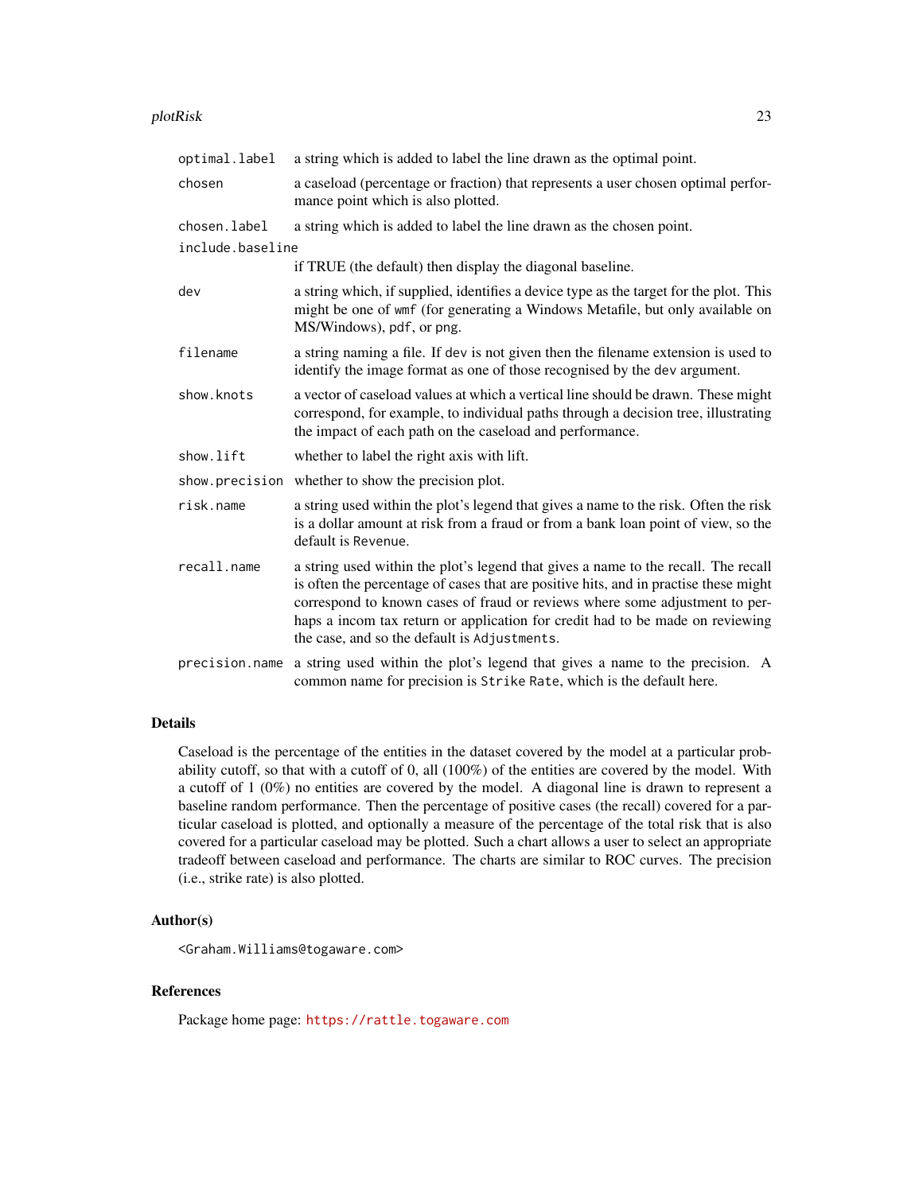| | |
|---|---|
| `optimal.label` | a string which is added to label the line drawn as the optimal point. |
| `chosen` | a caseload (percentage or fraction) that represents a user chosen optimal performance point which is also plotted. |
| `chosen.label` | a string which is added to label the line drawn as the chosen point. |
| `include.baseline` | if TRUE (the default) then display the diagonal baseline. |
| `dev` | a string which, if supplied, identifies a device type as the target for the plot. This might be one of `wmf` (for generating a Windows Metafile, but only available on MS/Windows), `pdf`, or `png`. |
| `filename` | a string naming a file. If `dev` is not given then the filename extension is used to identify the image format as one of those recognised by the `dev` argument. |
| `show.knots` | a vector of caseload values at which a vertical line should be drawn. These might correspond, for example, to individual paths through a decision tree, illustrating the impact of each path on the caseload and performance. |
| `show.lift` | whether to label the right axis with lift. |
| `show.precision` | whether to show the precision plot. |
| `risk.name` | a string used within the plot's legend that gives a name to the risk. Often the risk is a dollar amount at risk from a fraud or from a bank loan point of view, so the default is `Revenue`. |
| `recall.name` | a string used within the plot's legend that gives a name to the recall. The recall is often the percentage of cases that are positive hits, and in practise these might correspond to known cases of fraud or reviews where some adjustment to perhaps a incom tax return or application for credit had to be made on reviewing the case, and so the default is `Adjustments`. |
| `precision.name` | a string used within the plot's legend that gives a name to the precision. A common name for precision is `Strike Rate`, which is the default here. |

## Details

Caseload is the percentage of the entities in the dataset covered by the model at a particular probability cutoff, so that with a cutoff of 0, all (100%) of the entities are covered by the model. With a cutoff of 1 (0%) no entities are covered by the model. A diagonal line is drawn to represent a baseline random performance. Then the percentage of positive cases (the recall) covered for a particular caseload is plotted, and optionally a measure of the percentage of the total risk that is also covered for a particular caseload may be plotted. Such a chart allows a user to select an appropriate tradeoff between caseload and performance. The charts are similar to ROC curves. The precision (i.e., strike rate) is also plotted.

## Author(s)

<Graham.Williams@togaware.com>

## References

Package home page: https://rattle.togaware.com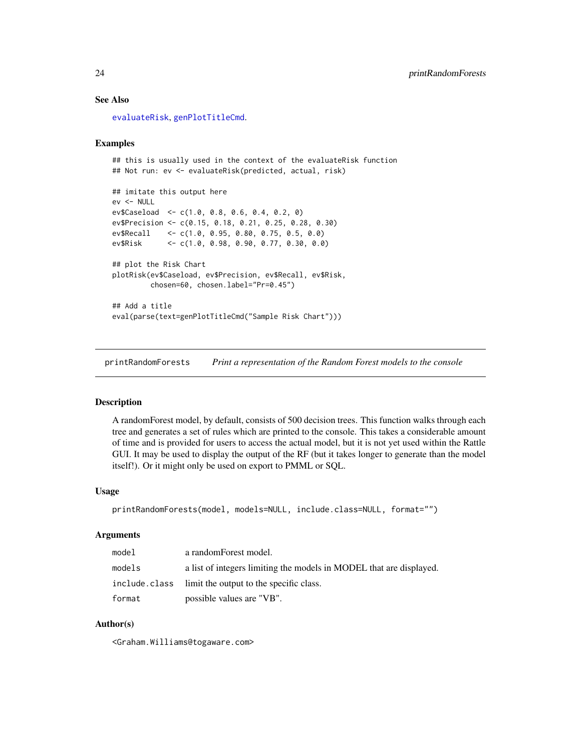### See Also

evaluateRisk, genPlotTitleCmd.

### Examples

```
## this is usually used in the context of the evaluateRisk function
## Not run: ev <- evaluateRisk(predicted, actual, risk)

## imitate this output here
ev <- NULL
ev$Caseload  <- c(1.0, 0.8, 0.6, 0.4, 0.2, 0)
ev$Precision <- c(0.15, 0.18, 0.21, 0.25, 0.28, 0.30)
ev$Recall    <- c(1.0, 0.95, 0.80, 0.75, 0.5, 0.0)
ev$Risk      <- c(1.0, 0.98, 0.90, 0.77, 0.30, 0.0)

## plot the Risk Chart
plotRisk(ev$Caseload, ev$Precision, ev$Recall, ev$Risk,
         chosen=60, chosen.label="Pr=0.45")

## Add a title
eval(parse(text=genPlotTitleCmd("Sample Risk Chart")))
```

---

## printRandomForests *Print a representation of the Random Forest models to the console*

---

### Description

A randomForest model, by default, consists of 500 decision trees. This function walks through each tree and generates a set of rules which are printed to the console. This takes a considerable amount of time and is provided for users to access the actual model, but it is not yet used within the Rattle GUI. It may be used to display the output of the RF (but it takes longer to generate than the model itself!). Or it might only be used on export to PMML or SQL.

### Usage

```
printRandomForests(model, models=NULL, include.class=NULL, format="")
```

### Arguments

| | |
|---|---|
| model | a randomForest model. |
| models | a list of integers limiting the models in MODEL that are displayed. |
| include.class | limit the output to the specific class. |
| format | possible values are "VB". |

### Author(s)

<Graham.Williams@togaware.com>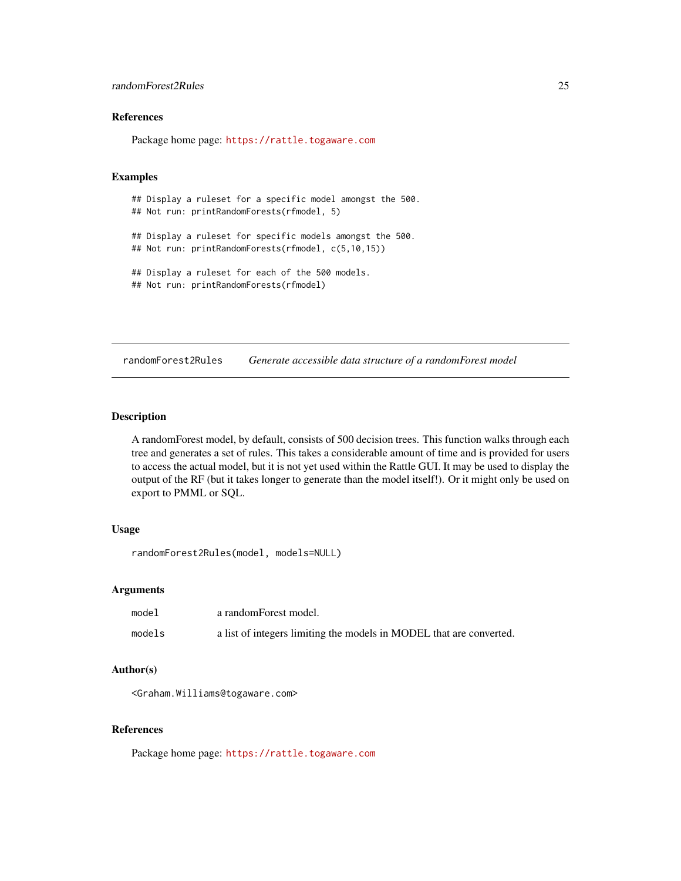### References

Package home page: https://rattle.togaware.com

### Examples

```
## Display a ruleset for a specific model amongst the 500.
## Not run: printRandomForests(rfmodel, 5)

## Display a ruleset for specific models amongst the 500.
## Not run: printRandomForests(rfmodel, c(5,10,15))

## Display a ruleset for each of the 500 models.
## Not run: printRandomForests(rfmodel)
```

---

## randomForest2Rules    *Generate accessible data structure of a randomForest model*

---

### Description

A randomForest model, by default, consists of 500 decision trees. This function walks through each tree and generates a set of rules. This takes a considerable amount of time and is provided for users to access the actual model, but it is not yet used within the Rattle GUI. It may be used to display the output of the RF (but it takes longer to generate than the model itself!). Or it might only be used on export to PMML or SQL.

### Usage

```
randomForest2Rules(model, models=NULL)
```

### Arguments

| | |
|---|---|
| `model` | a randomForest model. |
| `models` | a list of integers limiting the models in MODEL that are converted. |

### Author(s)

<Graham.Williams@togaware.com>

### References

Package home page: https://rattle.togaware.com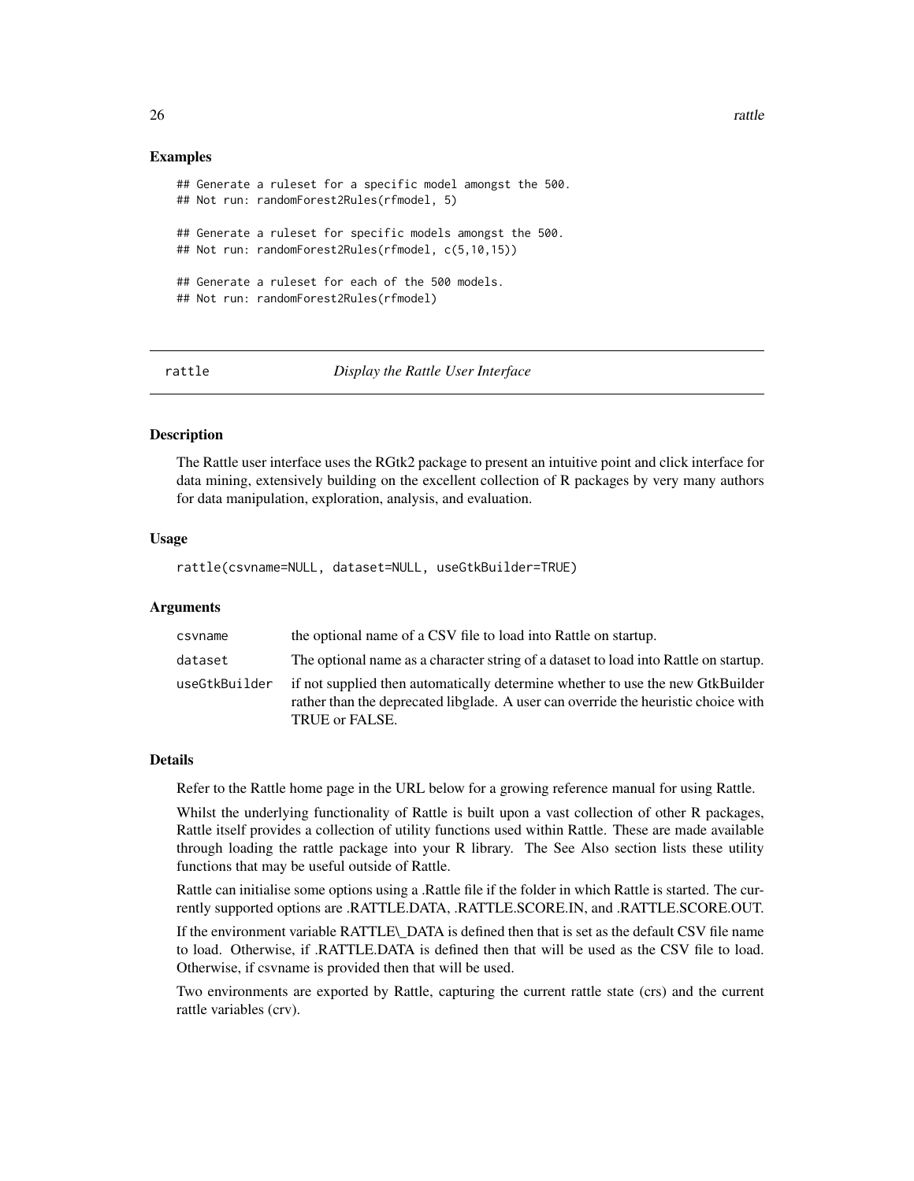### Examples

```
## Generate a ruleset for a specific model amongst the 500.
## Not run: randomForest2Rules(rfmodel, 5)

## Generate a ruleset for specific models amongst the 500.
## Not run: randomForest2Rules(rfmodel, c(5,10,15))

## Generate a ruleset for each of the 500 models.
## Not run: randomForest2Rules(rfmodel)
```

---

## rattle — *Display the Rattle User Interface*

---

### Description

The Rattle user interface uses the RGtk2 package to present an intuitive point and click interface for data mining, extensively building on the excellent collection of R packages by very many authors for data manipulation, exploration, analysis, and evaluation.

### Usage

```
rattle(csvname=NULL, dataset=NULL, useGtkBuilder=TRUE)
```

### Arguments

| | |
|---|---|
| `csvname` | the optional name of a CSV file to load into Rattle on startup. |
| `dataset` | The optional name as a character string of a dataset to load into Rattle on startup. |
| `useGtkBuilder` | if not supplied then automatically determine whether to use the new GtkBuilder rather than the deprecated libglade. A user can override the heuristic choice with TRUE or FALSE. |

### Details

Refer to the Rattle home page in the URL below for a growing reference manual for using Rattle.

Whilst the underlying functionality of Rattle is built upon a vast collection of other R packages, Rattle itself provides a collection of utility functions used within Rattle. These are made available through loading the rattle package into your R library. The See Also section lists these utility functions that may be useful outside of Rattle.

Rattle can initialise some options using a .Rattle file if the folder in which Rattle is started. The currently supported options are .RATTLE.DATA, .RATTLE.SCORE.IN, and .RATTLE.SCORE.OUT.

If the environment variable RATTLE\_DATA is defined then that is set as the default CSV file name to load. Otherwise, if .RATTLE.DATA is defined then that will be used as the CSV file to load. Otherwise, if csvname is provided then that will be used.

Two environments are exported by Rattle, capturing the current rattle state (crs) and the current rattle variables (crv).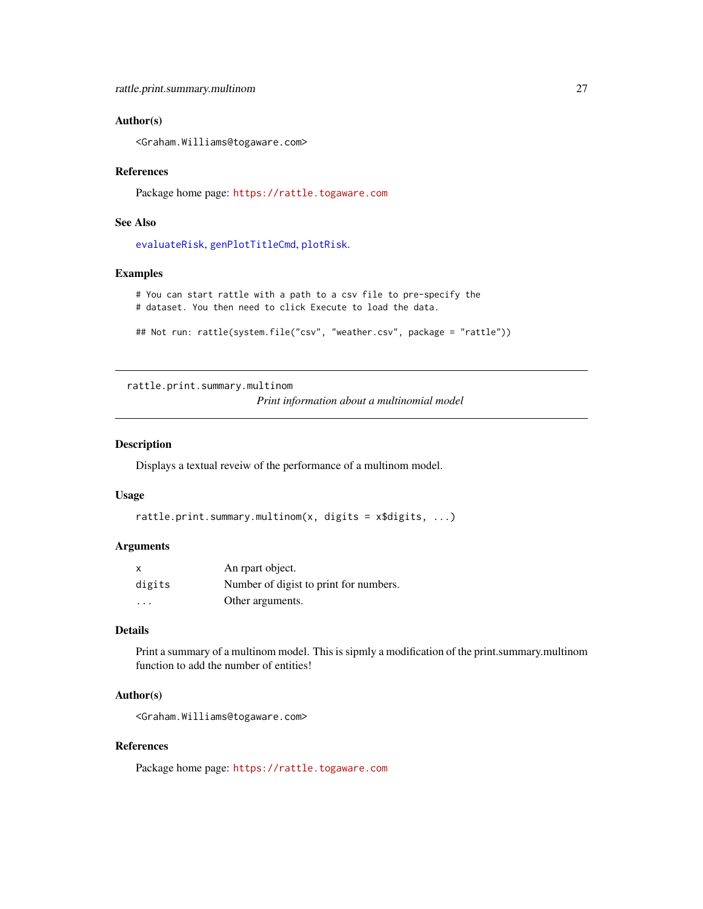### Author(s)

<Graham.Williams@togaware.com>

### References

Package home page: https://rattle.togaware.com

### See Also

evaluateRisk, genPlotTitleCmd, plotRisk.

### Examples

```
# You can start rattle with a path to a csv file to pre-specify the
# dataset. You then need to click Execute to load the data.

## Not run: rattle(system.file("csv", "weather.csv", package = "rattle"))
```

---

## rattle.print.summary.multinom

*Print information about a multinomial model*

---

### Description

Displays a textual reveiw of the performance of a multinom model.

### Usage

```
rattle.print.summary.multinom(x, digits = x$digits, ...)
```

### Arguments

| | |
|---|---|
| x | An rpart object. |
| digits | Number of digist to print for numbers. |
| ... | Other arguments. |

### Details

Print a summary of a multinom model. This is sipmly a modification of the print.summary.multinom function to add the number of entities!

### Author(s)

<Graham.Williams@togaware.com>

### References

Package home page: https://rattle.togaware.com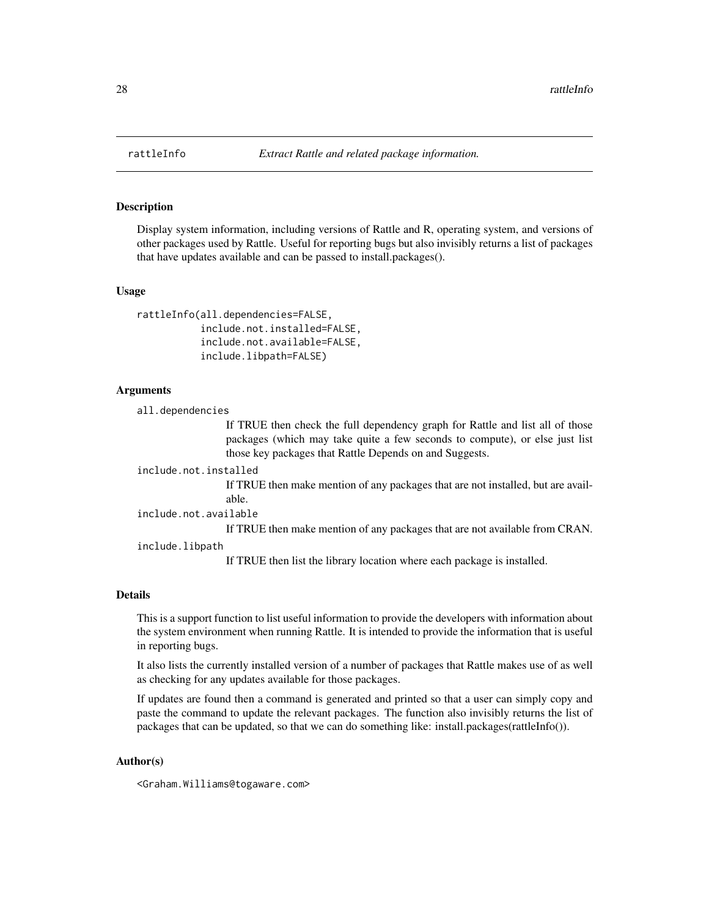# rattleInfo — *Extract Rattle and related package information.*

## Description

Display system information, including versions of Rattle and R, operating system, and versions of other packages used by Rattle. Useful for reporting bugs but also invisibly returns a list of packages that have updates available and can be passed to install.packages().

## Usage

```
rattleInfo(all.dependencies=FALSE,
           include.not.installed=FALSE,
           include.not.available=FALSE,
           include.libpath=FALSE)
```

## Arguments

`all.dependencies`
: If TRUE then check the full dependency graph for Rattle and list all of those packages (which may take quite a few seconds to compute), or else just list those key packages that Rattle Depends on and Suggests.

`include.not.installed`
: If TRUE then make mention of any packages that are not installed, but are available.

`include.not.available`
: If TRUE then make mention of any packages that are not available from CRAN.

`include.libpath`
: If TRUE then list the library location where each package is installed.

## Details

This is a support function to list useful information to provide the developers with information about the system environment when running Rattle. It is intended to provide the information that is useful in reporting bugs.

It also lists the currently installed version of a number of packages that Rattle makes use of as well as checking for any updates available for those packages.

If updates are found then a command is generated and printed so that a user can simply copy and paste the command to update the relevant packages. The function also invisibly returns the list of packages that can be updated, so that we can do something like: install.packages(rattleInfo()).

## Author(s)

<Graham.Williams@togaware.com>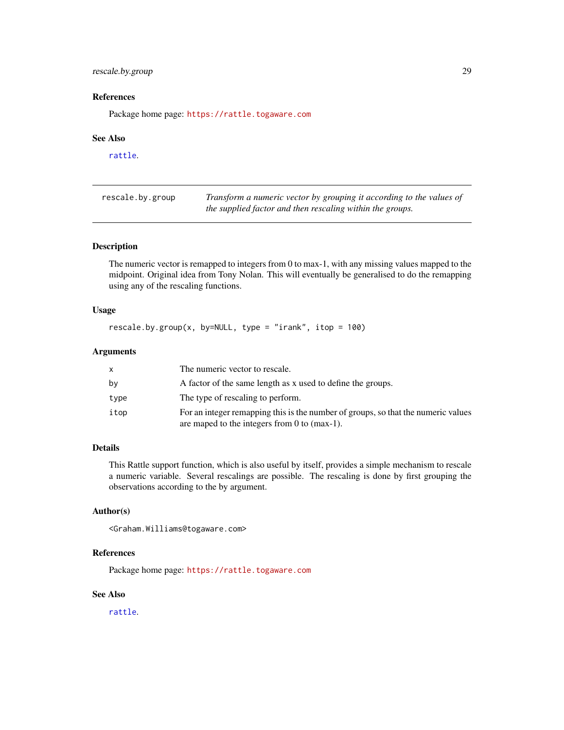## References

Package home page: https://rattle.togaware.com

## See Also

rattle.

---

# rescale.by.group — *Transform a numeric vector by grouping it according to the values of the supplied factor and then rescaling within the groups.*

## Description

The numeric vector is remapped to integers from 0 to max-1, with any missing values mapped to the midpoint. Original idea from Tony Nolan. This will eventually be generalised to do the remapping using any of the rescaling functions.

## Usage

```
rescale.by.group(x, by=NULL, type = "irank", itop = 100)
```

## Arguments

| | |
|---|---|
| x | The numeric vector to rescale. |
| by | A factor of the same length as x used to define the groups. |
| type | The type of rescaling to perform. |
| itop | For an integer remapping this is the number of groups, so that the numeric values are maped to the integers from 0 to (max-1). |

## Details

This Rattle support function, which is also useful by itself, provides a simple mechanism to rescale a numeric variable. Several rescalings are possible. The rescaling is done by first grouping the observations according to the by argument.

## Author(s)

<Graham.Williams@togaware.com>

## References

Package home page: https://rattle.togaware.com

## See Also

rattle.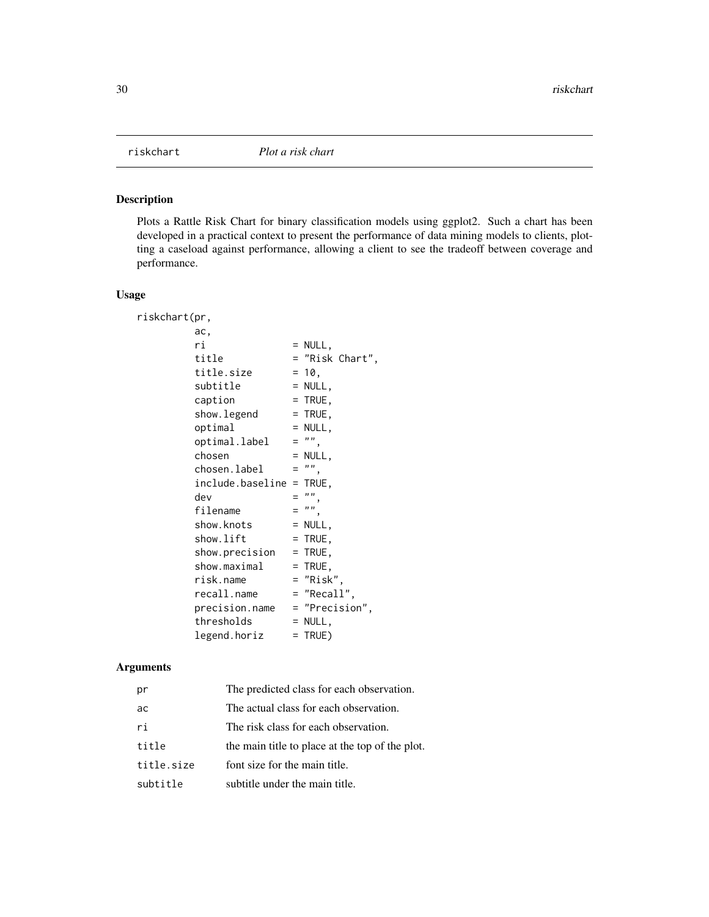riskchart *Plot a risk chart*

## Description

Plots a Rattle Risk Chart for binary classification models using ggplot2. Such a chart has been developed in a practical context to present the performance of data mining models to clients, plotting a caseload against performance, allowing a client to see the tradeoff between coverage and performance.

## Usage

```
riskchart(pr,
          ac,
          ri               = NULL,
          title            = "Risk Chart",
          title.size       = 10,
          subtitle         = NULL,
          caption          = TRUE,
          show.legend      = TRUE,
          optimal          = NULL,
          optimal.label    = "",
          chosen           = NULL,
          chosen.label     = "",
          include.baseline = TRUE,
          dev              = "",
          filename         = "",
          show.knots       = NULL,
          show.lift        = TRUE,
          show.precision   = TRUE,
          show.maximal     = TRUE,
          risk.name        = "Risk",
          recall.name      = "Recall",
          precision.name   = "Precision",
          thresholds       = NULL,
          legend.horiz     = TRUE)
```

## Arguments

| | |
|---|---|
| pr | The predicted class for each observation. |
| ac | The actual class for each observation. |
| ri | The risk class for each observation. |
| title | the main title to place at the top of the plot. |
| title.size | font size for the main title. |
| subtitle | subtitle under the main title. |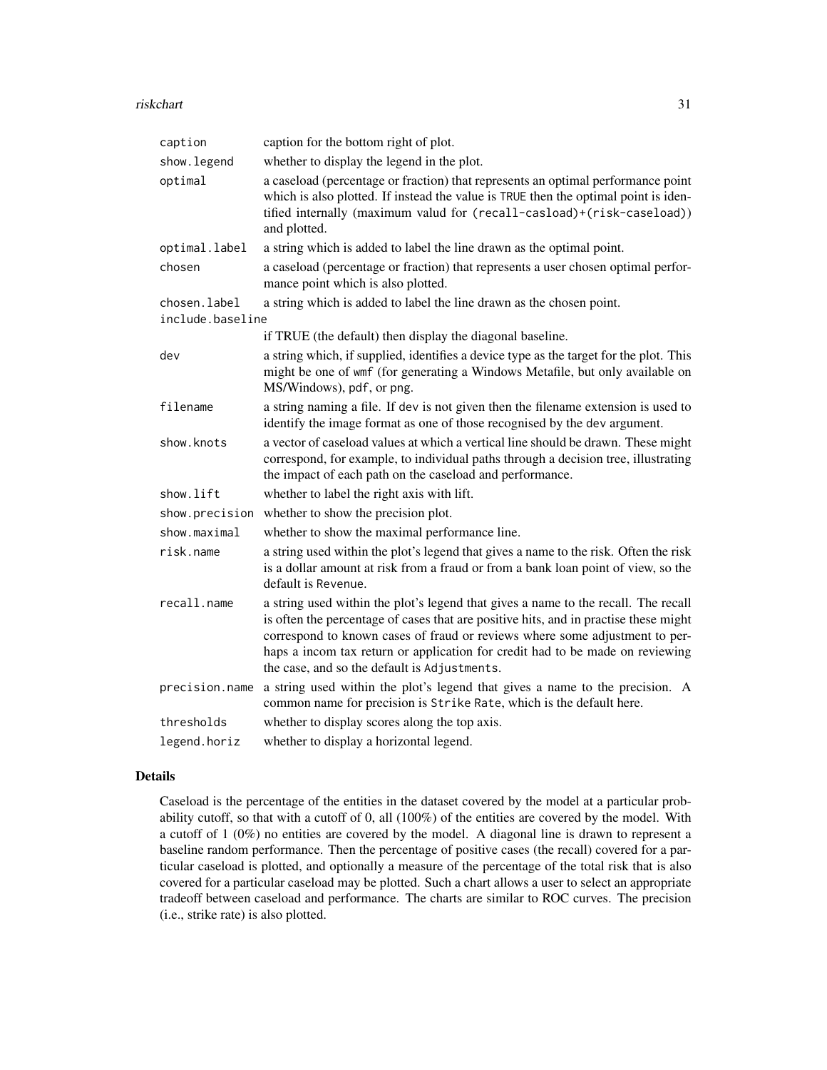| | |
|---|---|
| `caption` | caption for the bottom right of plot. |
| `show.legend` | whether to display the legend in the plot. |
| `optimal` | a caseload (percentage or fraction) that represents an optimal performance point which is also plotted. If instead the value is `TRUE` then the optimal point is identified internally (maximum valud for `(recall-casload)+(risk-caseload)`) and plotted. |
| `optimal.label` | a string which is added to label the line drawn as the optimal point. |
| `chosen` | a caseload (percentage or fraction) that represents a user chosen optimal performance point which is also plotted. |
| `chosen.label` | a string which is added to label the line drawn as the chosen point. |
| `include.baseline` | if TRUE (the default) then display the diagonal baseline. |
| `dev` | a string which, if supplied, identifies a device type as the target for the plot. This might be one of `wmf` (for generating a Windows Metafile, but only available on MS/Windows), `pdf`, or `png`. |
| `filename` | a string naming a file. If `dev` is not given then the filename extension is used to identify the image format as one of those recognised by the `dev` argument. |
| `show.knots` | a vector of caseload values at which a vertical line should be drawn. These might correspond, for example, to individual paths through a decision tree, illustrating the impact of each path on the caseload and performance. |
| `show.lift` | whether to label the right axis with lift. |
| `show.precision` | whether to show the precision plot. |
| `show.maximal` | whether to show the maximal performance line. |
| `risk.name` | a string used within the plot's legend that gives a name to the risk. Often the risk is a dollar amount at risk from a fraud or from a bank loan point of view, so the default is `Revenue`. |
| `recall.name` | a string used within the plot's legend that gives a name to the recall. The recall is often the percentage of cases that are positive hits, and in practise these might correspond to known cases of fraud or reviews where some adjustment to perhaps a incom tax return or application for credit had to be made on reviewing the case, and so the default is `Adjustments`. |
| `precision.name` | a string used within the plot's legend that gives a name to the precision. A common name for precision is `Strike Rate`, which is the default here. |
| `thresholds` | whether to display scores along the top axis. |
| `legend.horiz` | whether to display a horizontal legend. |

## Details

Caseload is the percentage of the entities in the dataset covered by the model at a particular probability cutoff, so that with a cutoff of 0, all (100%) of the entities are covered by the model. With a cutoff of 1 (0%) no entities are covered by the model. A diagonal line is drawn to represent a baseline random performance. Then the percentage of positive cases (the recall) covered for a particular caseload is plotted, and optionally a measure of the percentage of the total risk that is also covered for a particular caseload may be plotted. Such a chart allows a user to select an appropriate tradeoff between caseload and performance. The charts are similar to ROC curves. The precision (i.e., strike rate) is also plotted.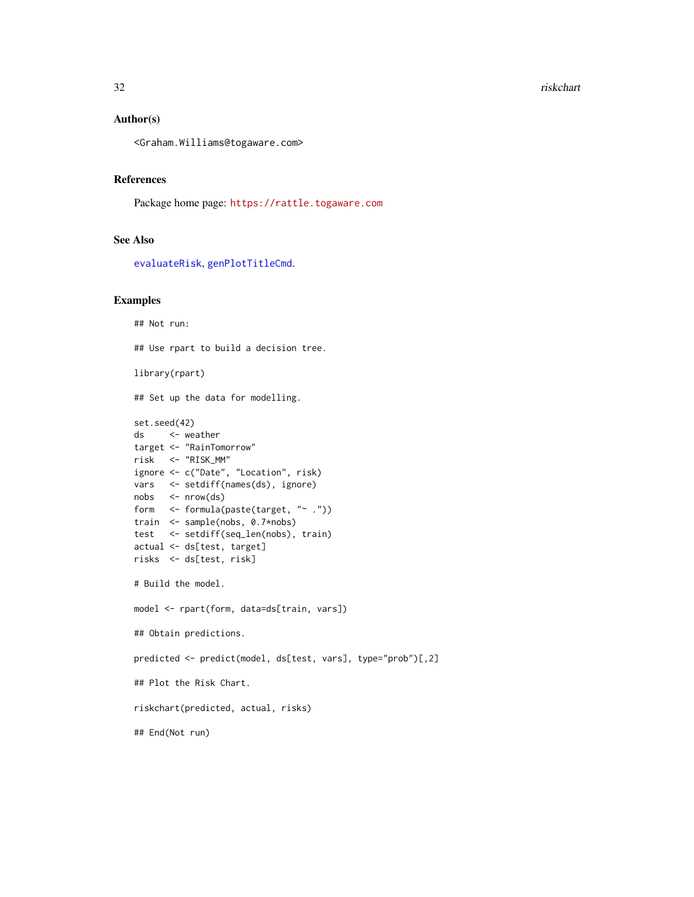## Author(s)

<Graham.Williams@togaware.com>

## References

Package home page: https://rattle.togaware.com

## See Also

evaluateRisk, genPlotTitleCmd.

## Examples

```
## Not run:

## Use rpart to build a decision tree.

library(rpart)

## Set up the data for modelling.

set.seed(42)
ds     <- weather
target <- "RainTomorrow"
risk   <- "RISK_MM"
ignore <- c("Date", "Location", risk)
vars   <- setdiff(names(ds), ignore)
nobs   <- nrow(ds)
form   <- formula(paste(target, "~ ."))
train  <- sample(nobs, 0.7*nobs)
test   <- setdiff(seq_len(nobs), train)
actual <- ds[test, target]
risks  <- ds[test, risk]

# Build the model.

model <- rpart(form, data=ds[train, vars])

## Obtain predictions.

predicted <- predict(model, ds[test, vars], type="prob")[,2]

## Plot the Risk Chart.

riskchart(predicted, actual, risks)

## End(Not run)
```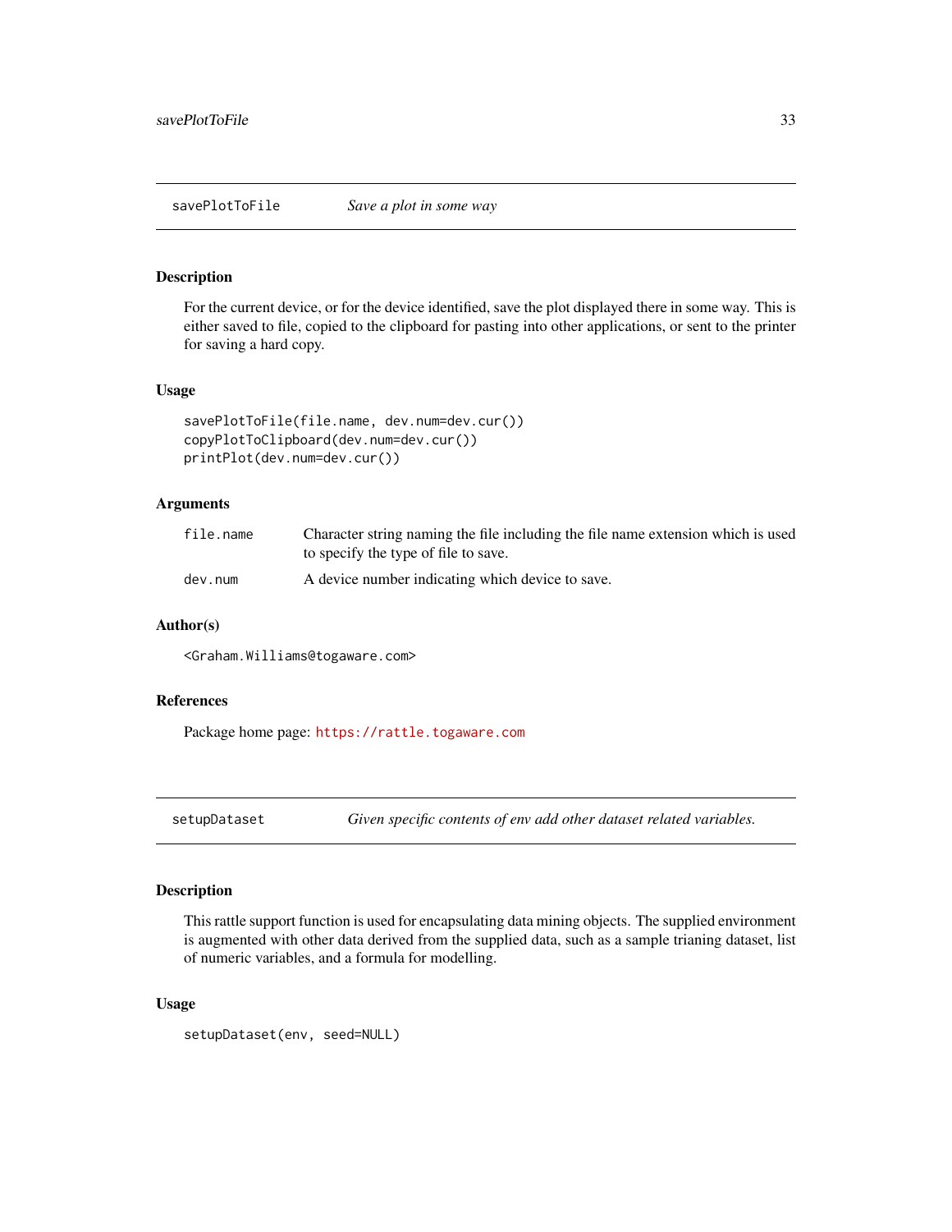## savePlotToFile — *Save a plot in some way*

### Description

For the current device, or for the device identified, save the plot displayed there in some way. This is either saved to file, copied to the clipboard for pasting into other applications, or sent to the printer for saving a hard copy.

### Usage

```
savePlotToFile(file.name, dev.num=dev.cur())
copyPlotToClipboard(dev.num=dev.cur())
printPlot(dev.num=dev.cur())
```

### Arguments

| | |
|---|---|
| `file.name` | Character string naming the file including the file name extension which is used to specify the type of file to save. |
| `dev.num` | A device number indicating which device to save. |

### Author(s)

`<Graham.Williams@togaware.com>`

### References

Package home page: https://rattle.togaware.com

## setupDataset — *Given specific contents of env add other dataset related variables.*

### Description

This rattle support function is used for encapsulating data mining objects. The supplied environment is augmented with other data derived from the supplied data, such as a sample trianing dataset, list of numeric variables, and a formula for modelling.

### Usage

```
setupDataset(env, seed=NULL)
```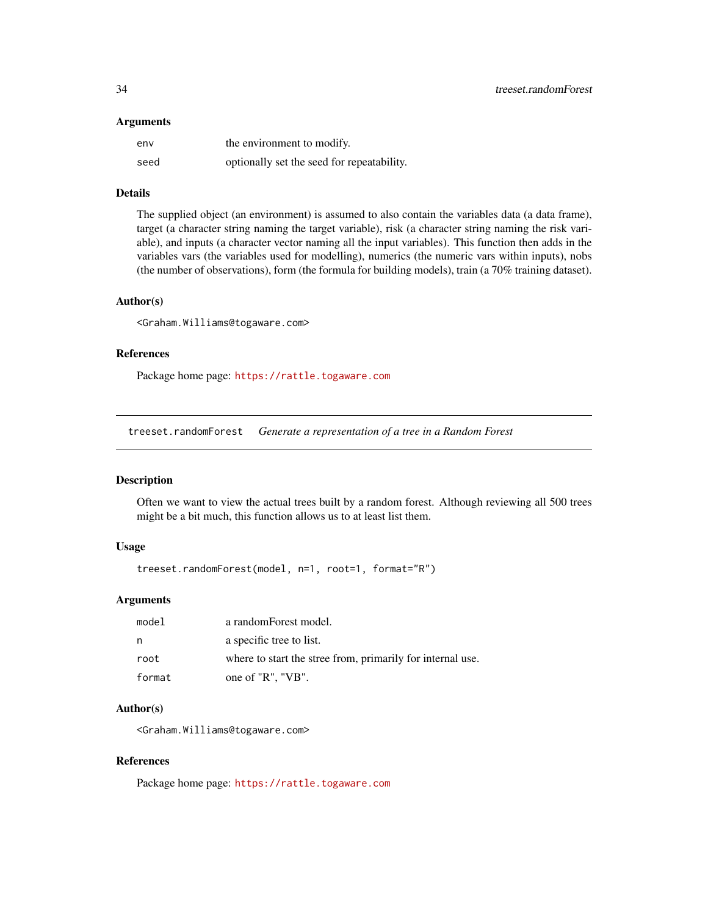### Arguments

| | |
|---|---|
| `env` | the environment to modify. |
| `seed` | optionally set the seed for repeatability. |

### Details

The supplied object (an environment) is assumed to also contain the variables data (a data frame), target (a character string naming the target variable), risk (a character string naming the risk variable), and inputs (a character vector naming all the input variables). This function then adds in the variables vars (the variables used for modelling), numerics (the numeric vars within inputs), nobs (the number of observations), form (the formula for building models), train (a 70% training dataset).

### Author(s)

<Graham.Williams@togaware.com>

### References

Package home page: https://rattle.togaware.com

---

## `treeset.randomForest` *Generate a representation of a tree in a Random Forest*

### Description

Often we want to view the actual trees built by a random forest. Although reviewing all 500 trees might be a bit much, this function allows us to at least list them.

### Usage

```
treeset.randomForest(model, n=1, root=1, format="R")
```

### Arguments

| | |
|---|---|
| `model` | a randomForest model. |
| `n` | a specific tree to list. |
| `root` | where to start the stree from, primarily for internal use. |
| `format` | one of "R", "VB". |

### Author(s)

<Graham.Williams@togaware.com>

### References

Package home page: https://rattle.togaware.com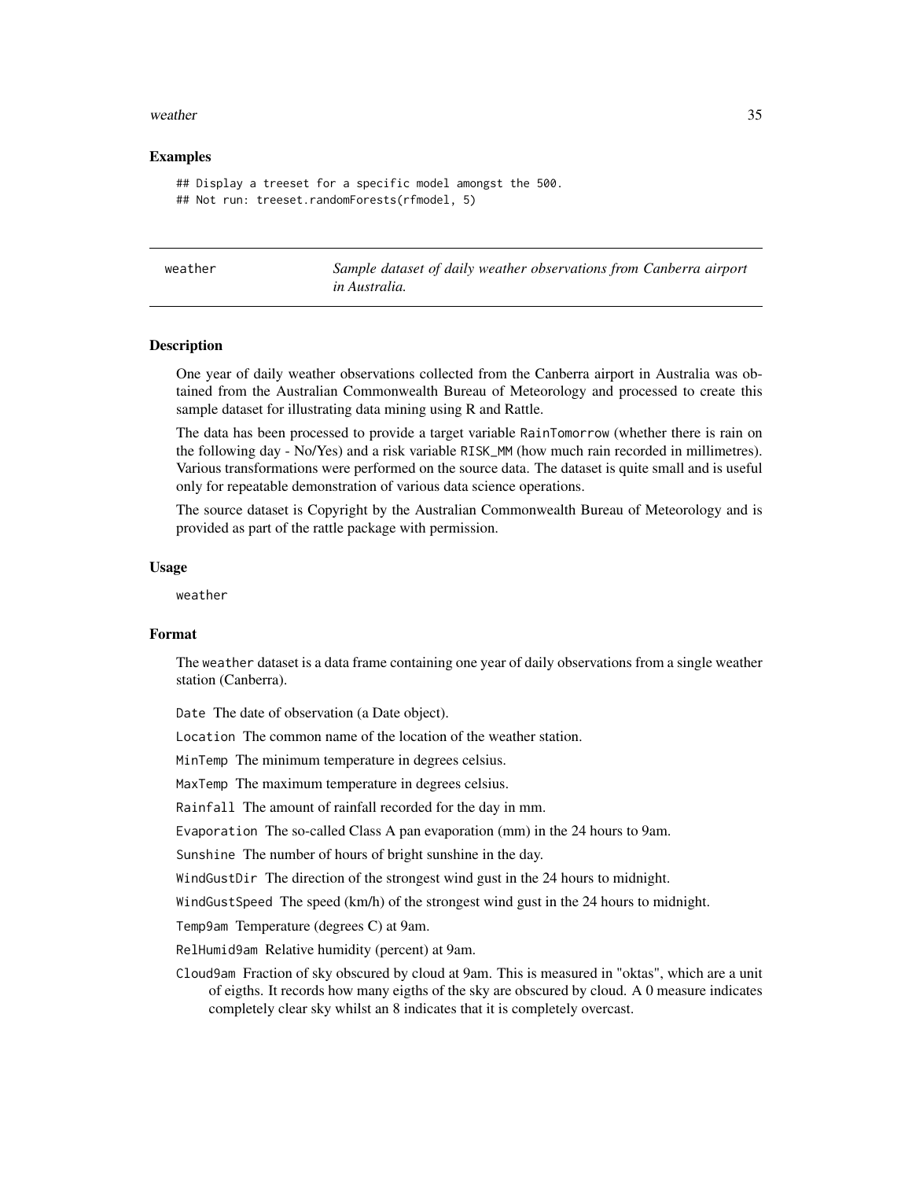### Examples

```
## Display a treeset for a specific model amongst the 500.
## Not run: treeset.randomForests(rfmodel, 5)
```

## weather — *Sample dataset of daily weather observations from Canberra airport in Australia.*

### Description

One year of daily weather observations collected from the Canberra airport in Australia was obtained from the Australian Commonwealth Bureau of Meteorology and processed to create this sample dataset for illustrating data mining using R and Rattle.

The data has been processed to provide a target variable RainTomorrow (whether there is rain on the following day - No/Yes) and a risk variable RISK_MM (how much rain recorded in millimetres). Various transformations were performed on the source data. The dataset is quite small and is useful only for repeatable demonstration of various data science operations.

The source dataset is Copyright by the Australian Commonwealth Bureau of Meteorology and is provided as part of the rattle package with permission.

### Usage

```
weather
```

### Format

The weather dataset is a data frame containing one year of daily observations from a single weather station (Canberra).

- `Date` The date of observation (a Date object).
- `Location` The common name of the location of the weather station.
- `MinTemp` The minimum temperature in degrees celsius.
- `MaxTemp` The maximum temperature in degrees celsius.
- `Rainfall` The amount of rainfall recorded for the day in mm.
- `Evaporation` The so-called Class A pan evaporation (mm) in the 24 hours to 9am.
- `Sunshine` The number of hours of bright sunshine in the day.
- `WindGustDir` The direction of the strongest wind gust in the 24 hours to midnight.
- `WindGustSpeed` The speed (km/h) of the strongest wind gust in the 24 hours to midnight.
- `Temp9am` Temperature (degrees C) at 9am.
- `RelHumid9am` Relative humidity (percent) at 9am.
- `Cloud9am` Fraction of sky obscured by cloud at 9am. This is measured in "oktas", which are a unit of eigths. It records how many eigths of the sky are obscured by cloud. A 0 measure indicates completely clear sky whilst an 8 indicates that it is completely overcast.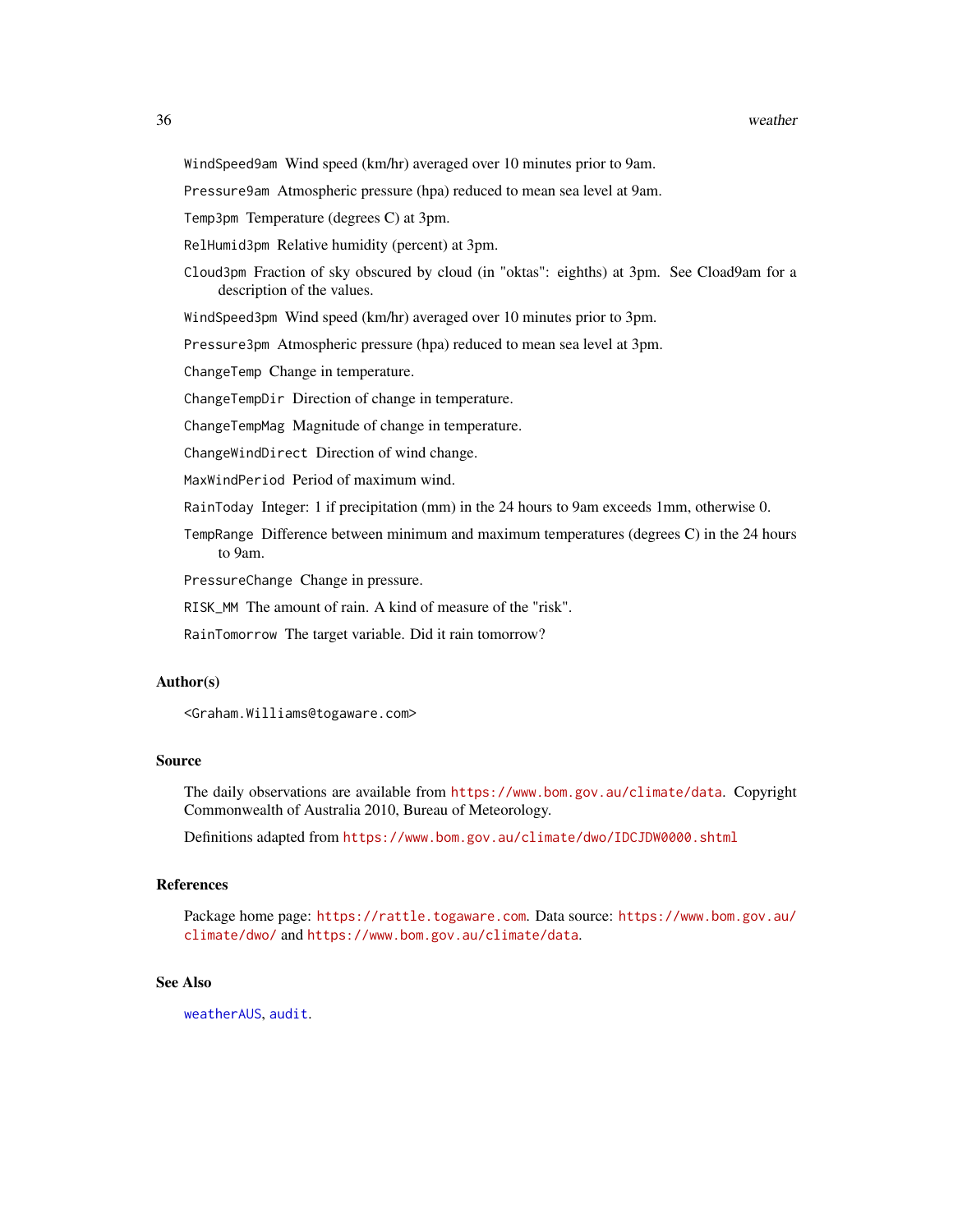`WindSpeed9am` Wind speed (km/hr) averaged over 10 minutes prior to 9am.

`Pressure9am` Atmospheric pressure (hpa) reduced to mean sea level at 9am.

`Temp3pm` Temperature (degrees C) at 3pm.

`RelHumid3pm` Relative humidity (percent) at 3pm.

`Cloud3pm` Fraction of sky obscured by cloud (in "oktas": eighths) at 3pm. See Cload9am for a description of the values.

`WindSpeed3pm` Wind speed (km/hr) averaged over 10 minutes prior to 3pm.

`Pressure3pm` Atmospheric pressure (hpa) reduced to mean sea level at 3pm.

`ChangeTemp` Change in temperature.

`ChangeTempDir` Direction of change in temperature.

`ChangeTempMag` Magnitude of change in temperature.

`ChangeWindDirect` Direction of wind change.

`MaxWindPeriod` Period of maximum wind.

`RainToday` Integer: 1 if precipitation (mm) in the 24 hours to 9am exceeds 1mm, otherwise 0.

`TempRange` Difference between minimum and maximum temperatures (degrees C) in the 24 hours to 9am.

`PressureChange` Change in pressure.

`RISK_MM` The amount of rain. A kind of measure of the "risk".

`RainTomorrow` The target variable. Did it rain tomorrow?

### Author(s)

<Graham.Williams@togaware.com>

### Source

The daily observations are available from https://www.bom.gov.au/climate/data. Copyright Commonwealth of Australia 2010, Bureau of Meteorology.

Definitions adapted from https://www.bom.gov.au/climate/dwo/IDCJDW0000.shtml

### References

Package home page: https://rattle.togaware.com. Data source: https://www.bom.gov.au/climate/dwo/ and https://www.bom.gov.au/climate/data.

### See Also

`weatherAUS`, `audit`.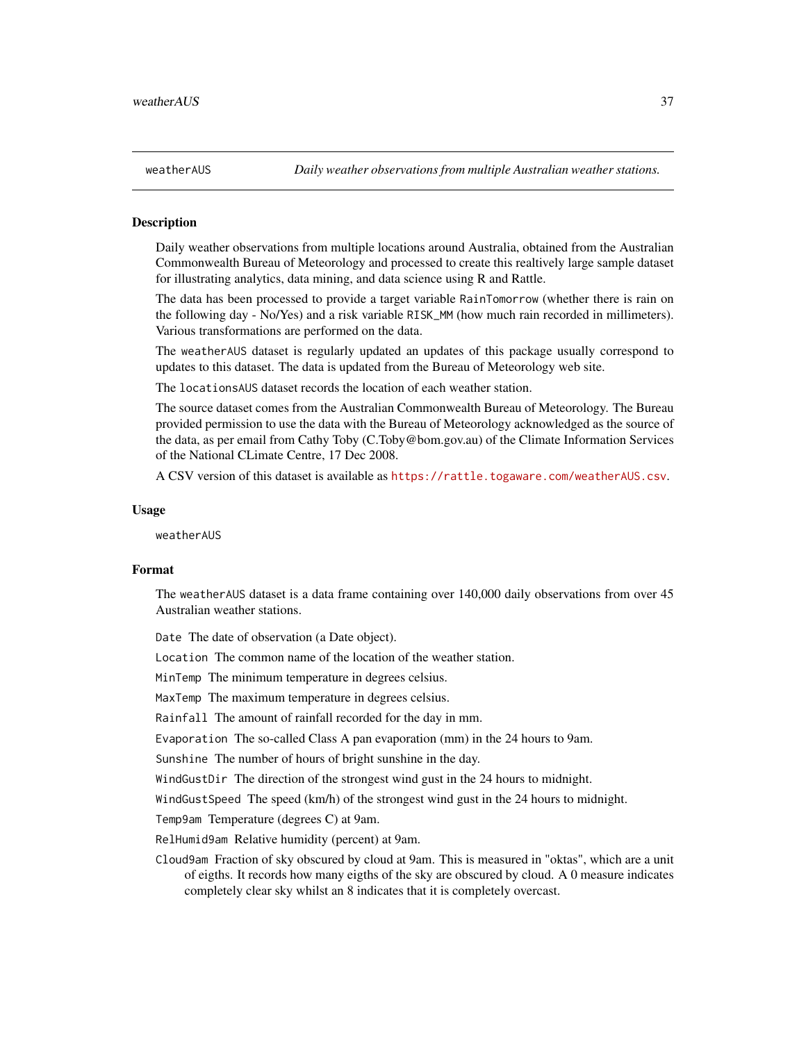weatherAUS — *Daily weather observations from multiple Australian weather stations.*

### Description

Daily weather observations from multiple locations around Australia, obtained from the Australian Commonwealth Bureau of Meteorology and processed to create this realtively large sample dataset for illustrating analytics, data mining, and data science using R and Rattle.

The data has been processed to provide a target variable `RainTomorrow` (whether there is rain on the following day - No/Yes) and a risk variable `RISK_MM` (how much rain recorded in millimeters). Various transformations are performed on the data.

The `weatherAUS` dataset is regularly updated an updates of this package usually correspond to updates to this dataset. The data is updated from the Bureau of Meteorology web site.

The `locationsAUS` dataset records the location of each weather station.

The source dataset comes from the Australian Commonwealth Bureau of Meteorology. The Bureau provided permission to use the data with the Bureau of Meteorology acknowledged as the source of the data, as per email from Cathy Toby (C.Toby@bom.gov.au) of the Climate Information Services of the National CLimate Centre, 17 Dec 2008.

A CSV version of this dataset is available as https://rattle.togaware.com/weatherAUS.csv.

### Usage

```
weatherAUS
```

### Format

The `weatherAUS` dataset is a data frame containing over 140,000 daily observations from over 45 Australian weather stations.

- `Date` The date of observation (a Date object).
- `Location` The common name of the location of the weather station.
- `MinTemp` The minimum temperature in degrees celsius.
- `MaxTemp` The maximum temperature in degrees celsius.
- `Rainfall` The amount of rainfall recorded for the day in mm.
- `Evaporation` The so-called Class A pan evaporation (mm) in the 24 hours to 9am.
- `Sunshine` The number of hours of bright sunshine in the day.
- `WindGustDir` The direction of the strongest wind gust in the 24 hours to midnight.
- `WindGustSpeed` The speed (km/h) of the strongest wind gust in the 24 hours to midnight.
- `Temp9am` Temperature (degrees C) at 9am.
- `RelHumid9am` Relative humidity (percent) at 9am.
- `Cloud9am` Fraction of sky obscured by cloud at 9am. This is measured in "oktas", which are a unit of eigths. It records how many eigths of the sky are obscured by cloud. A 0 measure indicates completely clear sky whilst an 8 indicates that it is completely overcast.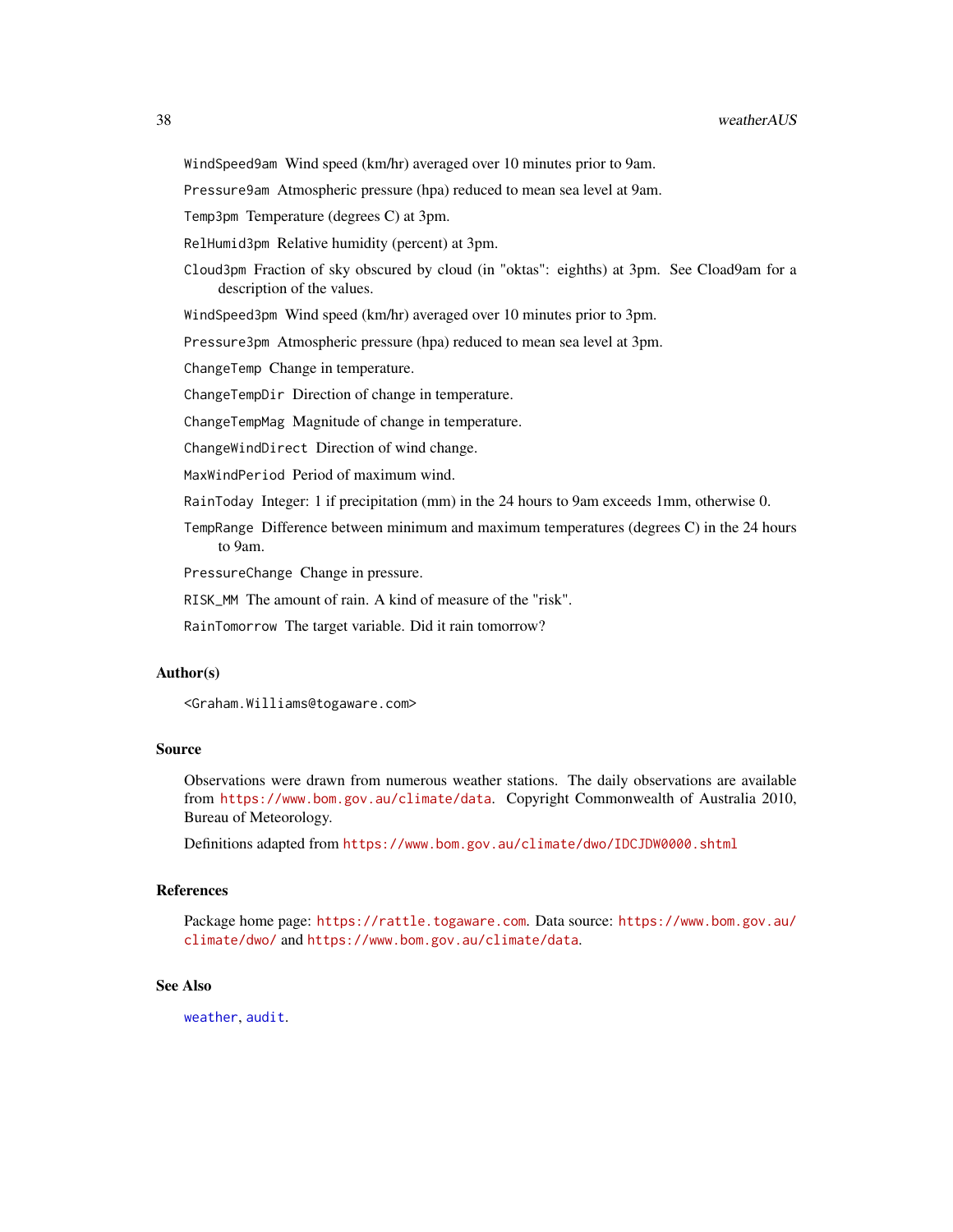WindSpeed9am Wind speed (km/hr) averaged over 10 minutes prior to 9am.

Pressure9am Atmospheric pressure (hpa) reduced to mean sea level at 9am.

Temp3pm Temperature (degrees C) at 3pm.

RelHumid3pm Relative humidity (percent) at 3pm.

Cloud3pm Fraction of sky obscured by cloud (in "oktas": eighths) at 3pm. See Cload9am for a description of the values.

WindSpeed3pm Wind speed (km/hr) averaged over 10 minutes prior to 3pm.

Pressure3pm Atmospheric pressure (hpa) reduced to mean sea level at 3pm.

ChangeTemp Change in temperature.

ChangeTempDir Direction of change in temperature.

ChangeTempMag Magnitude of change in temperature.

ChangeWindDirect Direction of wind change.

MaxWindPeriod Period of maximum wind.

RainToday Integer: 1 if precipitation (mm) in the 24 hours to 9am exceeds 1mm, otherwise 0.

TempRange Difference between minimum and maximum temperatures (degrees C) in the 24 hours to 9am.

PressureChange Change in pressure.

RISK_MM The amount of rain. A kind of measure of the "risk".

RainTomorrow The target variable. Did it rain tomorrow?

### Author(s)

<Graham.Williams@togaware.com>

### Source

Observations were drawn from numerous weather stations. The daily observations are available from https://www.bom.gov.au/climate/data. Copyright Commonwealth of Australia 2010, Bureau of Meteorology.

Definitions adapted from https://www.bom.gov.au/climate/dwo/IDCJDW0000.shtml

### References

Package home page: https://rattle.togaware.com. Data source: https://www.bom.gov.au/climate/dwo/ and https://www.bom.gov.au/climate/data.

### See Also

weather, audit.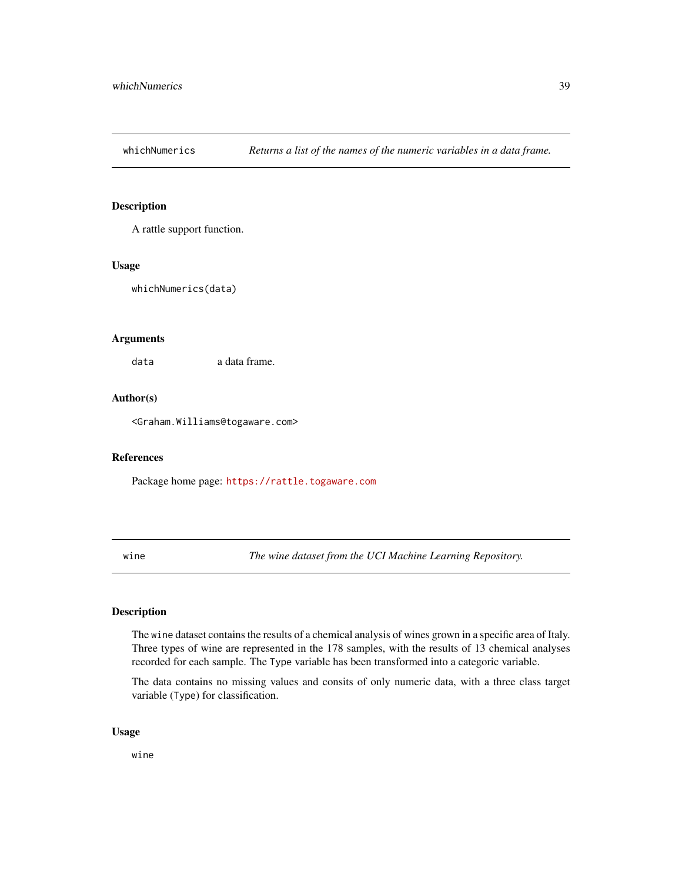## whichNumerics — *Returns a list of the names of the numeric variables in a data frame.*

### Description

A rattle support function.

### Usage

```
whichNumerics(data)
```

### Arguments

| | |
|---|---|
| data | a data frame. |

### Author(s)

<Graham.Williams@togaware.com>

### References

Package home page: https://rattle.togaware.com

## wine — *The wine dataset from the UCI Machine Learning Repository.*

### Description

The wine dataset contains the results of a chemical analysis of wines grown in a specific area of Italy. Three types of wine are represented in the 178 samples, with the results of 13 chemical analyses recorded for each sample. The Type variable has been transformed into a categoric variable.

The data contains no missing values and consits of only numeric data, with a three class target variable (Type) for classification.

### Usage

```
wine
```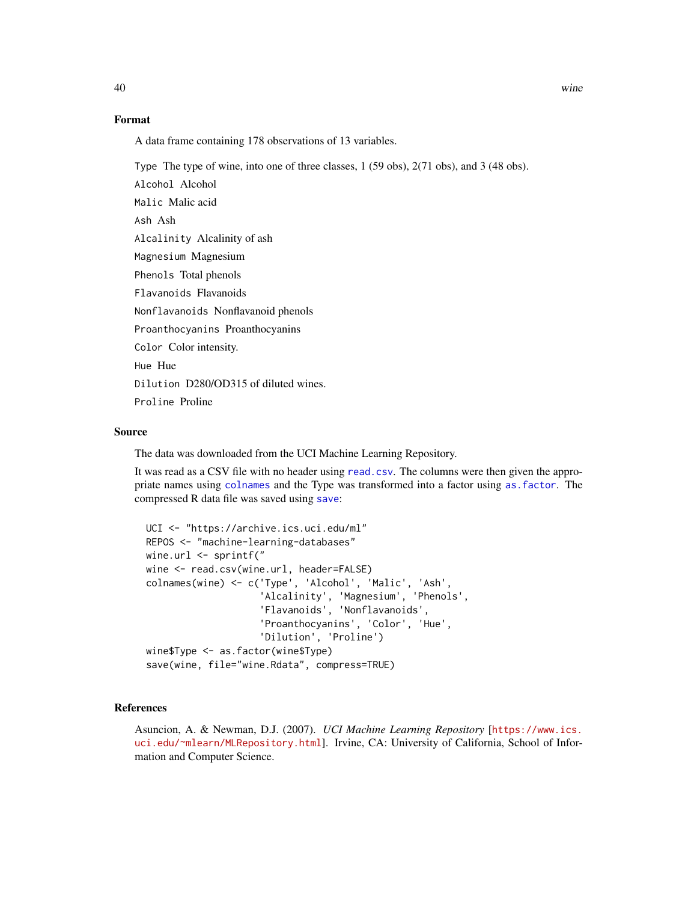### Format

A data frame containing 178 observations of 13 variables.

`Type` The type of wine, into one of three classes, 1 (59 obs), 2(71 obs), and 3 (48 obs).

`Alcohol` Alcohol

`Malic` Malic acid

`Ash` Ash

`Alcalinity` Alcalinity of ash

`Magnesium` Magnesium

`Phenols` Total phenols

`Flavanoids` Flavanoids

`Nonflavanoids` Nonflavanoid phenols

`Proanthocyanins` Proanthocyanins

`Color` Color intensity.

`Hue` Hue

`Dilution` D280/OD315 of diluted wines.

`Proline` Proline

### Source

The data was downloaded from the UCI Machine Learning Repository.

It was read as a CSV file with no header using `read.csv`. The columns were then given the appropriate names using `colnames` and the Type was transformed into a factor using `as.factor`. The compressed R data file was saved using `save`:

```
UCI <- "https://archive.ics.uci.edu/ml"
REPOS <- "machine-learning-databases"
wine.url <- sprintf("
wine <- read.csv(wine.url, header=FALSE)
colnames(wine) <- c('Type', 'Alcohol', 'Malic', 'Ash',
                    'Alcalinity', 'Magnesium', 'Phenols',
                    'Flavanoids', 'Nonflavanoids',
                    'Proanthocyanins', 'Color', 'Hue',
                    'Dilution', 'Proline')
wine$Type <- as.factor(wine$Type)
save(wine, file="wine.Rdata", compress=TRUE)
```

### References

Asuncion, A. & Newman, D.J. (2007). *UCI Machine Learning Repository* [https://www.ics.uci.edu/~mlearn/MLRepository.html]. Irvine, CA: University of California, School of Information and Computer Science.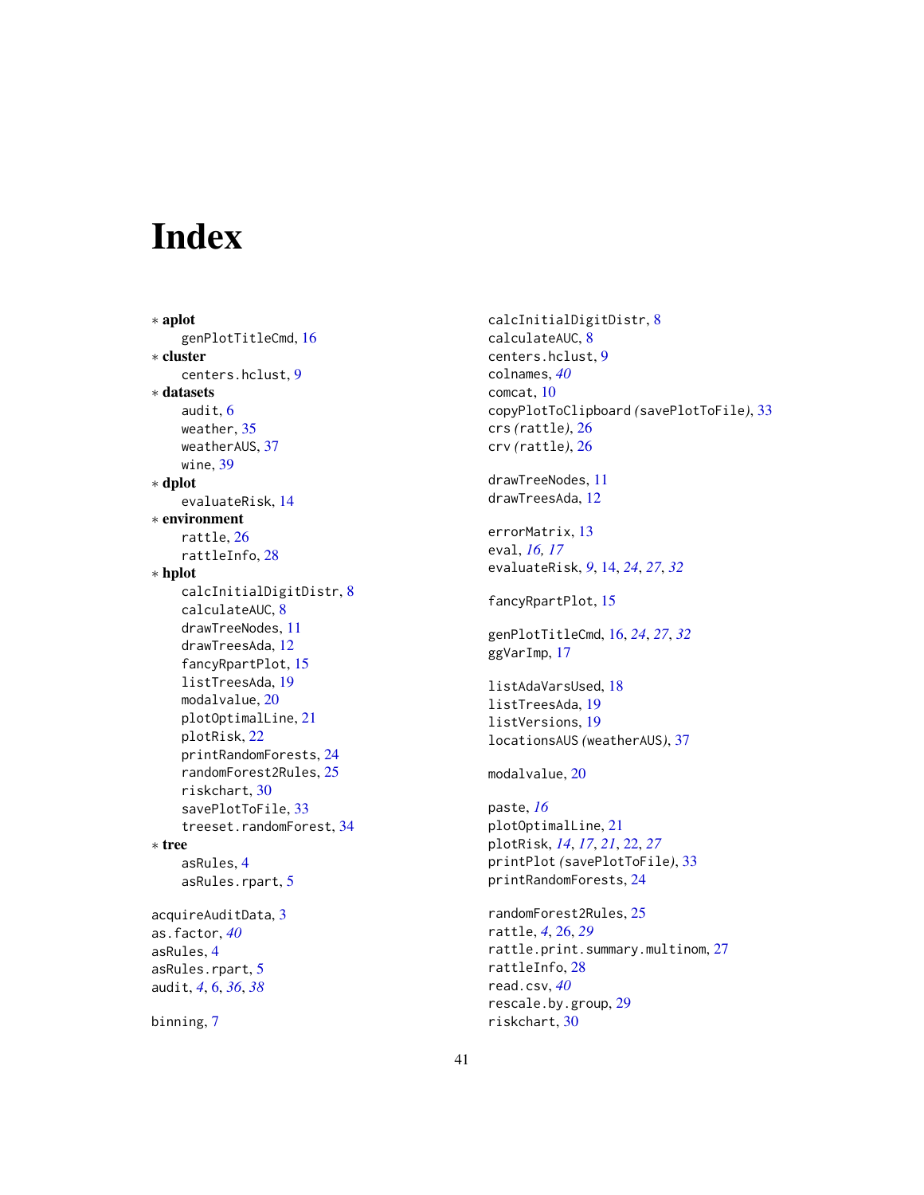# Index

∗ **aplot**
  genPlotTitleCmd, 16
∗ **cluster**
  centers.hclust, 9
∗ **datasets**
  audit, 6
  weather, 35
  weatherAUS, 37
  wine, 39
∗ **dplot**
  evaluateRisk, 14
∗ **environment**
  rattle, 26
  rattleInfo, 28
∗ **hplot**
  calcInitialDigitDistr, 8
  calculateAUC, 8
  drawTreeNodes, 11
  drawTreesAda, 12
  fancyRpartPlot, 15
  listTreesAda, 19
  modalvalue, 20
  plotOptimalLine, 21
  plotRisk, 22
  printRandomForests, 24
  randomForest2Rules, 25
  riskchart, 30
  savePlotToFile, 33
  treeset.randomForest, 34
∗ **tree**
  asRules, 4
  asRules.rpart, 5

acquireAuditData, 3
as.factor, *40*
asRules, 4
asRules.rpart, 5
audit, *4*, 6, *36*, *38*

binning, 7

calcInitialDigitDistr, 8
calculateAUC, 8
centers.hclust, 9
colnames, *40*
comcat, 10
copyPlotToClipboard *(*savePlotToFile*)*, 33
crs *(*rattle*)*, 26
crv *(*rattle*)*, 26

drawTreeNodes, 11
drawTreesAda, 12

errorMatrix, 13
eval, *16*, *17*
evaluateRisk, *9*, 14, *24*, *27*, *32*

fancyRpartPlot, 15

genPlotTitleCmd, 16, *24*, *27*, *32*
ggVarImp, 17

listAdaVarsUsed, 18
listTreesAda, 19
listVersions, 19
locationsAUS *(*weatherAUS*)*, 37

modalvalue, 20

paste, *16*
plotOptimalLine, 21
plotRisk, *14*, *17*, *21*, 22, *27*
printPlot *(*savePlotToFile*)*, 33
printRandomForests, 24

randomForest2Rules, 25
rattle, *4*, 26, *29*
rattle.print.summary.multinom, 27
rattleInfo, 28
read.csv, *40*
rescale.by.group, 29
riskchart, 30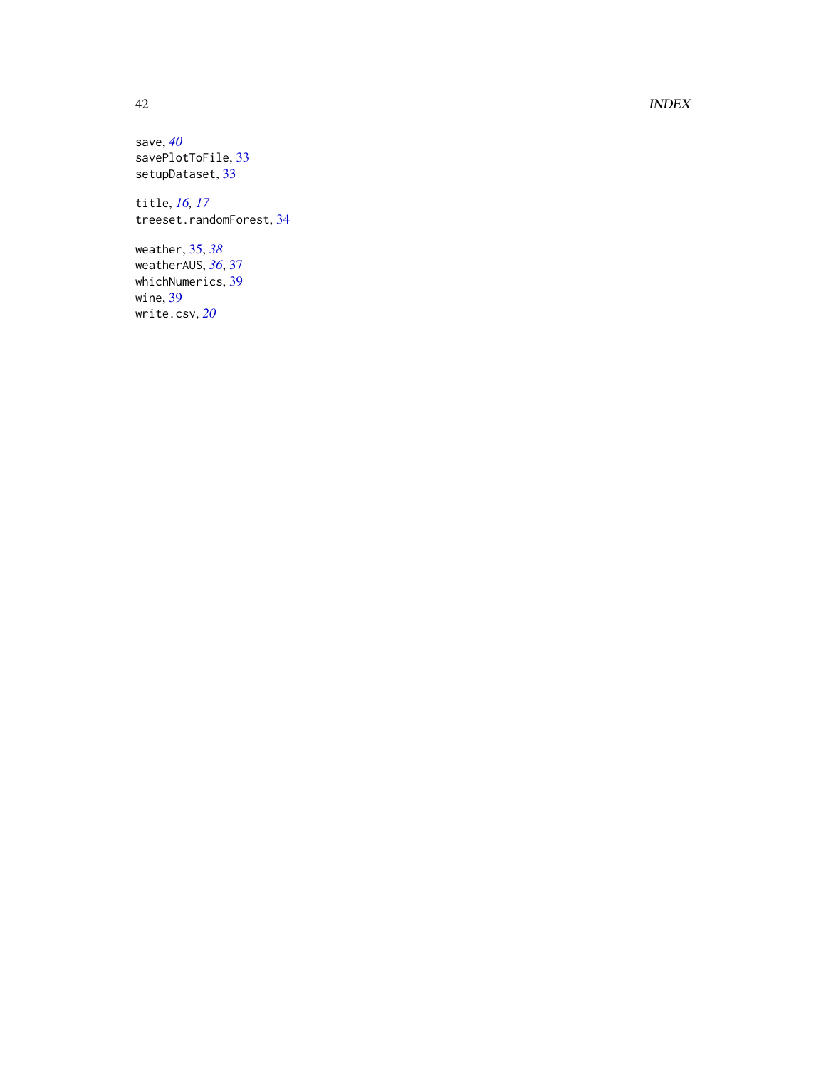save, *40*
savePlotToFile, 33
setupDataset, 33

title, *16*, *17*
treeset.randomForest, 34

weather, 35, *38*
weatherAUS, *36*, 37
whichNumerics, 39
wine, 39
write.csv, *20*